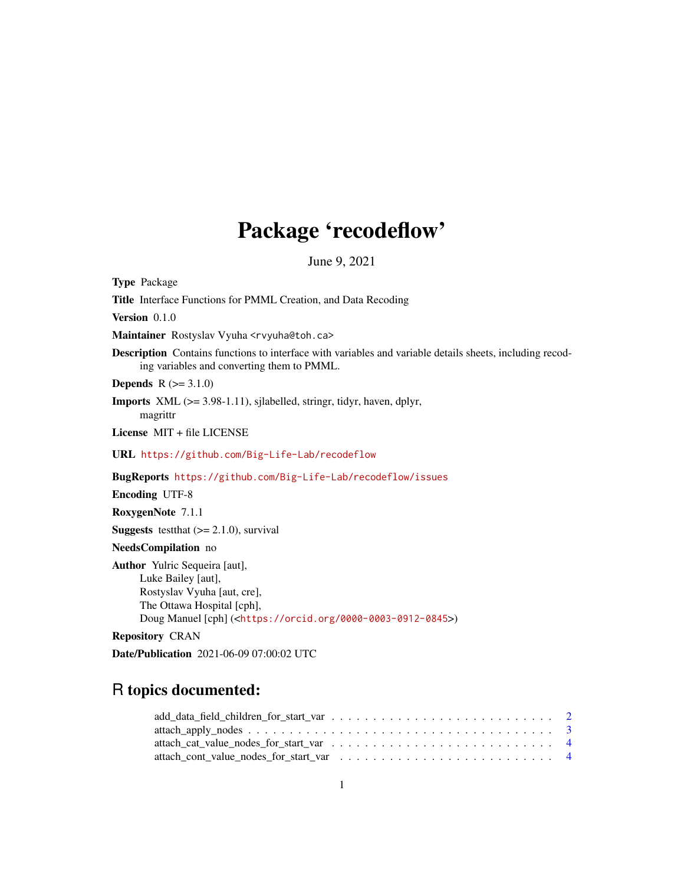# Package 'recodeflow'

June 9, 2021

**Type** Package

**Title** Interface Functions for PMML Creation, and Data Recoding

**Version** 0.1.0

**Maintainer** Rostyslav Vyuha <rvyuha@toh.ca>

**Description** Contains functions to interface with variables and variable details sheets, including recoding variables and converting them to PMML.

**Depends** R (>= 3.1.0)

**Imports** XML (>= 3.98-1.11), sjlabelled, stringr, tidyr, haven, dplyr, magrittr

**License** MIT + file LICENSE

**URL** https://github.com/Big-Life-Lab/recodeflow

**BugReports** https://github.com/Big-Life-Lab/recodeflow/issues

**Encoding** UTF-8

**RoxygenNote** 7.1.1

**Suggests** testthat (>= 2.1.0), survival

**NeedsCompilation** no

**Author** Yulric Sequeira [aut],
Luke Bailey [aut],
Rostyslav Vyuha [aut, cre],
The Ottawa Hospital [cph],
Doug Manuel [cph] (<https://orcid.org/0000-0003-0912-0845>)

**Repository** CRAN

**Date/Publication** 2021-06-09 07:00:02 UTC

## R topics documented:

- add_data_field_children_for_start_var . . . . . . . . . . . . . . . . . . . . . . . . . . 2
- attach_apply_nodes . . . . . . . . . . . . . . . . . . . . . . . . . . . . . . . . . . 3
- attach_cat_value_nodes_for_start_var . . . . . . . . . . . . . . . . . . . . . . . . . . 4
- attach_cont_value_nodes_for_start_var . . . . . . . . . . . . . . . . . . . . . . . . . 4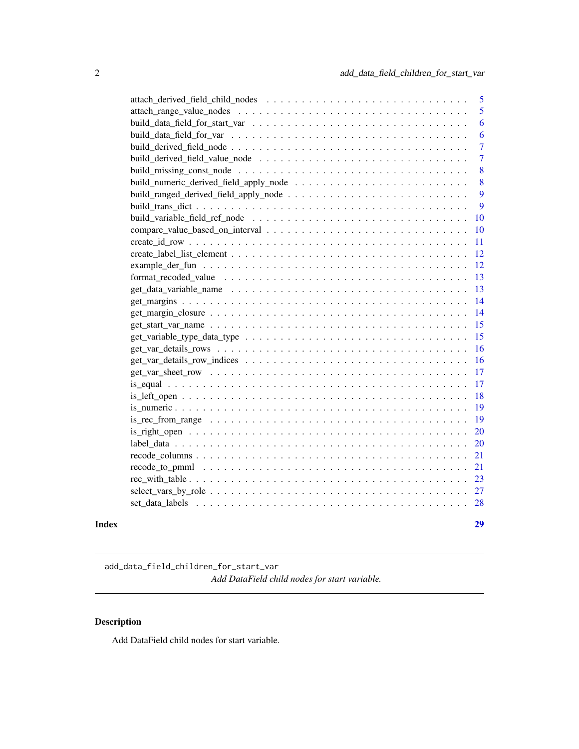attach_derived_field_child_nodes . . . . . . . . . . . . . . . . . . . . . . . . . . . 5
attach_range_value_nodes . . . . . . . . . . . . . . . . . . . . . . . . . . . . . . 5
build_data_field_for_start_var . . . . . . . . . . . . . . . . . . . . . . . . . . . . 6
build_data_field_for_var . . . . . . . . . . . . . . . . . . . . . . . . . . . . . . . 6
build_derived_field_node . . . . . . . . . . . . . . . . . . . . . . . . . . . . . . . 7
build_derived_field_value_node . . . . . . . . . . . . . . . . . . . . . . . . . . . . 7
build_missing_const_node . . . . . . . . . . . . . . . . . . . . . . . . . . . . . . . 8
build_numeric_derived_field_apply_node . . . . . . . . . . . . . . . . . . . . . . . . 8
build_ranged_derived_field_apply_node . . . . . . . . . . . . . . . . . . . . . . . . 9
build_trans_dict . . . . . . . . . . . . . . . . . . . . . . . . . . . . . . . . . . . 9
build_variable_field_ref_node . . . . . . . . . . . . . . . . . . . . . . . . . . . . . 10
compare_value_based_on_interval . . . . . . . . . . . . . . . . . . . . . . . . . . . 10
create_id_row . . . . . . . . . . . . . . . . . . . . . . . . . . . . . . . . . . . . . 11
create_label_list_element . . . . . . . . . . . . . . . . . . . . . . . . . . . . . . . 12
example_der_fun . . . . . . . . . . . . . . . . . . . . . . . . . . . . . . . . . . . 12
format_recoded_value . . . . . . . . . . . . . . . . . . . . . . . . . . . . . . . . . 13
get_data_variable_name . . . . . . . . . . . . . . . . . . . . . . . . . . . . . . . . 13
get_margins . . . . . . . . . . . . . . . . . . . . . . . . . . . . . . . . . . . . . . 14
get_margin_closure . . . . . . . . . . . . . . . . . . . . . . . . . . . . . . . . . . 14
get_start_var_name . . . . . . . . . . . . . . . . . . . . . . . . . . . . . . . . . . 15
get_variable_type_data_type . . . . . . . . . . . . . . . . . . . . . . . . . . . . . . 15
get_var_details_rows . . . . . . . . . . . . . . . . . . . . . . . . . . . . . . . . . 16
get_var_details_row_indices . . . . . . . . . . . . . . . . . . . . . . . . . . . . . . 16
get_var_sheet_row . . . . . . . . . . . . . . . . . . . . . . . . . . . . . . . . . . 17
is_equal . . . . . . . . . . . . . . . . . . . . . . . . . . . . . . . . . . . . . . . . 17
is_left_open . . . . . . . . . . . . . . . . . . . . . . . . . . . . . . . . . . . . . . 18
is_numeric . . . . . . . . . . . . . . . . . . . . . . . . . . . . . . . . . . . . . . . 19
is_rec_from_range . . . . . . . . . . . . . . . . . . . . . . . . . . . . . . . . . . . 19
is_right_open . . . . . . . . . . . . . . . . . . . . . . . . . . . . . . . . . . . . . 20
label_data . . . . . . . . . . . . . . . . . . . . . . . . . . . . . . . . . . . . . . . 20
recode_columns . . . . . . . . . . . . . . . . . . . . . . . . . . . . . . . . . . . . 21
recode_to_pmml . . . . . . . . . . . . . . . . . . . . . . . . . . . . . . . . . . . . 21
rec_with_table . . . . . . . . . . . . . . . . . . . . . . . . . . . . . . . . . . . . . 23
select_vars_by_role . . . . . . . . . . . . . . . . . . . . . . . . . . . . . . . . . . 27
set_data_labels . . . . . . . . . . . . . . . . . . . . . . . . . . . . . . . . . . . . 28

**Index** **29**

---

`add_data_field_children_for_start_var`
*Add DataField child nodes for start variable.*

---

## Description

Add DataField child nodes for start variable.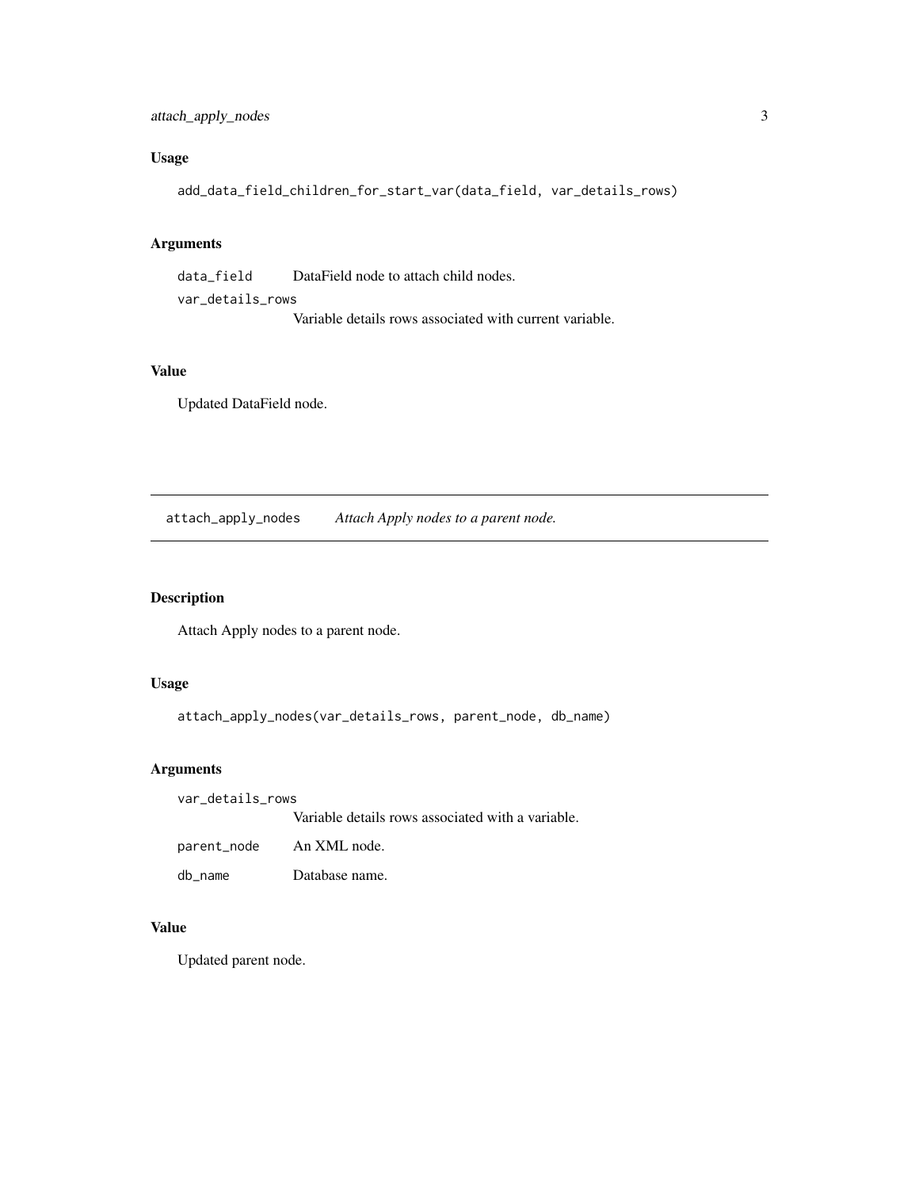### Usage

```
add_data_field_children_for_start_var(data_field, var_details_rows)
```

### Arguments

| | |
|---|---|
| `data_field` | DataField node to attach child nodes. |
| `var_details_rows` | Variable details rows associated with current variable. |

### Value

Updated DataField node.

---

## attach_apply_nodes — *Attach Apply nodes to a parent node.*

---

### Description

Attach Apply nodes to a parent node.

### Usage

```
attach_apply_nodes(var_details_rows, parent_node, db_name)
```

### Arguments

| | |
|---|---|
| `var_details_rows` | Variable details rows associated with a variable. |
| `parent_node` | An XML node. |
| `db_name` | Database name. |

### Value

Updated parent node.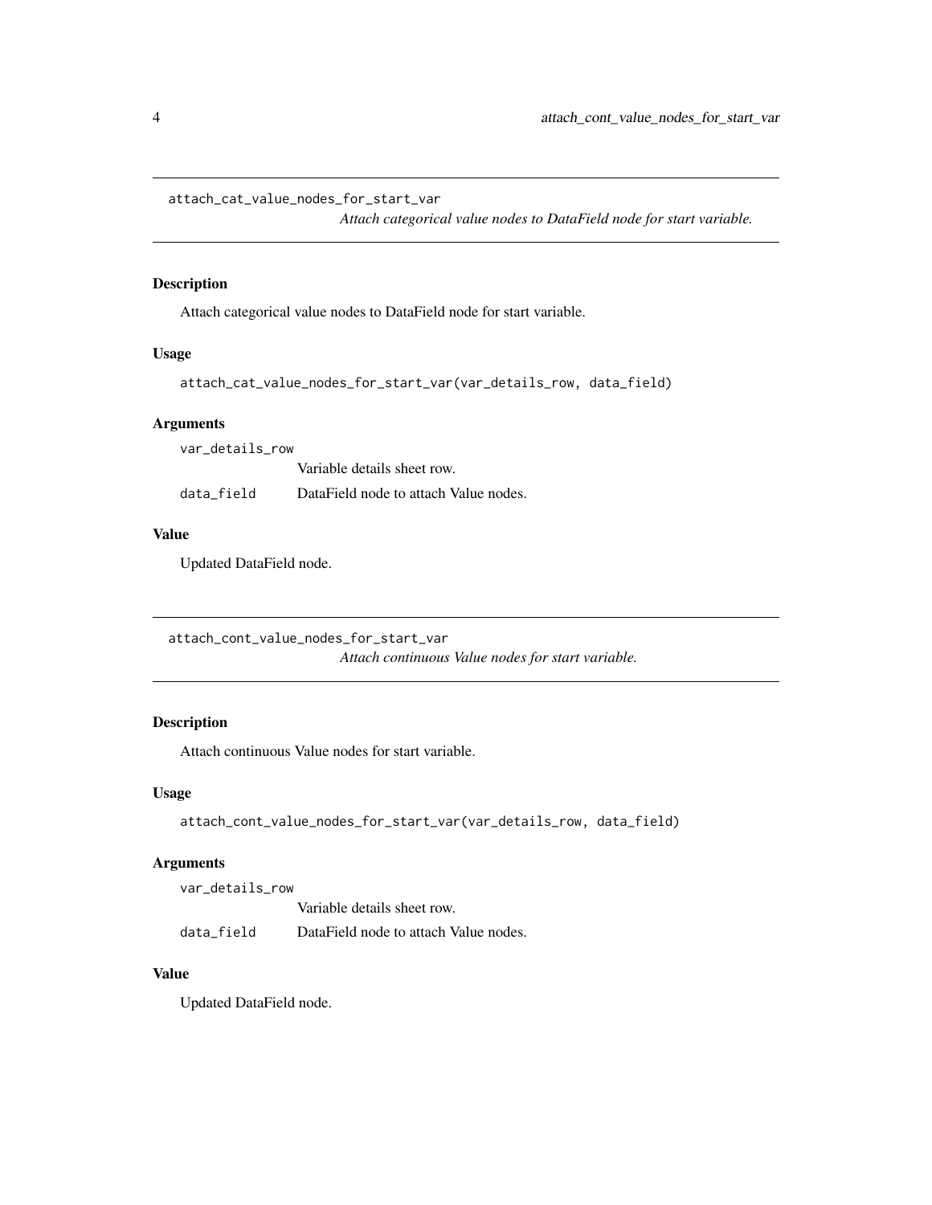## attach_cat_value_nodes_for_start_var

*Attach categorical value nodes to DataField node for start variable.*

### Description

Attach categorical value nodes to DataField node for start variable.

### Usage

```
attach_cat_value_nodes_for_start_var(var_details_row, data_field)
```

### Arguments

| | |
|---|---|
| var_details_row | Variable details sheet row. |
| data_field | DataField node to attach Value nodes. |

### Value

Updated DataField node.

## attach_cont_value_nodes_for_start_var

*Attach continuous Value nodes for start variable.*

### Description

Attach continuous Value nodes for start variable.

### Usage

```
attach_cont_value_nodes_for_start_var(var_details_row, data_field)
```

### Arguments

| | |
|---|---|
| var_details_row | Variable details sheet row. |
| data_field | DataField node to attach Value nodes. |

### Value

Updated DataField node.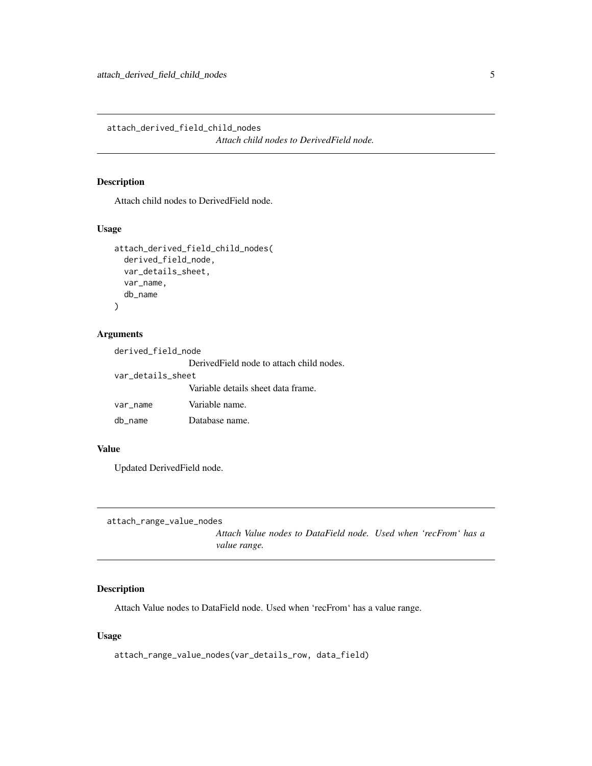## attach_derived_field_child_nodes

*Attach child nodes to DerivedField node.*

### Description

Attach child nodes to DerivedField node.

### Usage

```
attach_derived_field_child_nodes(
  derived_field_node,
  var_details_sheet,
  var_name,
  db_name
)
```

### Arguments

| | |
|---|---|
| derived_field_node | DerivedField node to attach child nodes. |
| var_details_sheet | Variable details sheet data frame. |
| var_name | Variable name. |
| db_name | Database name. |

### Value

Updated DerivedField node.

## attach_range_value_nodes

*Attach Value nodes to DataField node. Used when 'recFrom' has a value range.*

### Description

Attach Value nodes to DataField node. Used when 'recFrom' has a value range.

### Usage

```
attach_range_value_nodes(var_details_row, data_field)
```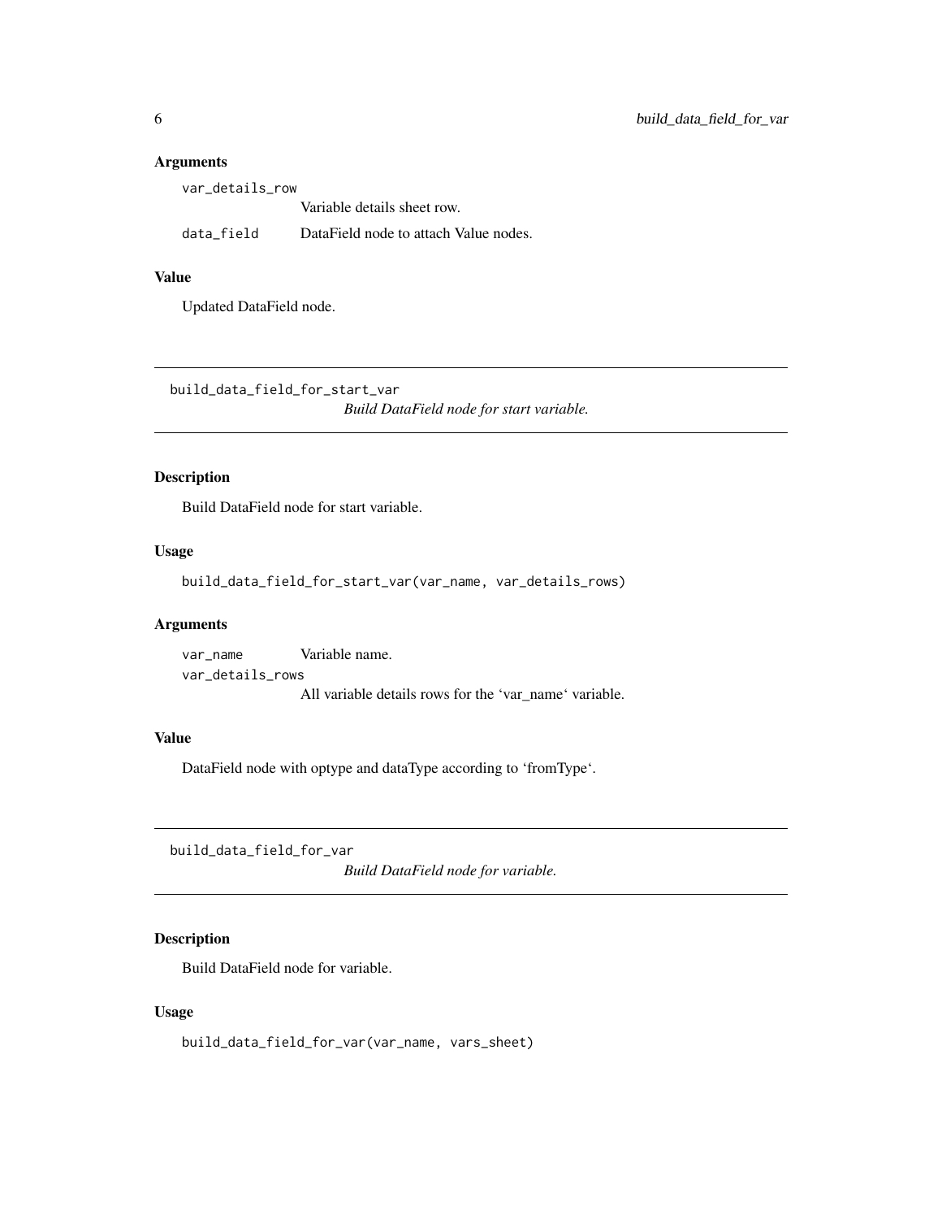### Arguments

`var_details_row`
: Variable details sheet row.

`data_field`
: DataField node to attach Value nodes.

### Value

Updated DataField node.

---

## build_data_field_for_start_var

*Build DataField node for start variable.*

---

### Description

Build DataField node for start variable.

### Usage

```
build_data_field_for_start_var(var_name, var_details_rows)
```

### Arguments

`var_name`
: Variable name.

`var_details_rows`
: All variable details rows for the 'var_name' variable.

### Value

DataField node with optype and dataType according to 'fromType'.

---

## build_data_field_for_var

*Build DataField node for variable.*

---

### Description

Build DataField node for variable.

### Usage

```
build_data_field_for_var(var_name, vars_sheet)
```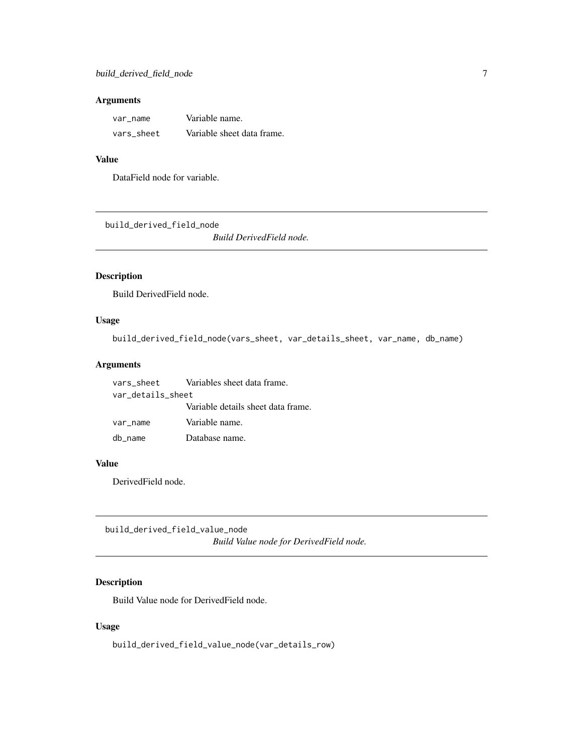### Arguments

| | |
|---|---|
| `var_name` | Variable name. |
| `vars_sheet` | Variable sheet data frame. |

### Value

DataField node for variable.

---

## build_derived_field_node — *Build DerivedField node.*

### Description

Build DerivedField node.

### Usage

```
build_derived_field_node(vars_sheet, var_details_sheet, var_name, db_name)
```

### Arguments

| | |
|---|---|
| `vars_sheet` | Variables sheet data frame. |
| `var_details_sheet` | Variable details sheet data frame. |
| `var_name` | Variable name. |
| `db_name` | Database name. |

### Value

DerivedField node.

---

## build_derived_field_value_node — *Build Value node for DerivedField node.*

### Description

Build Value node for DerivedField node.

### Usage

```
build_derived_field_value_node(var_details_row)
```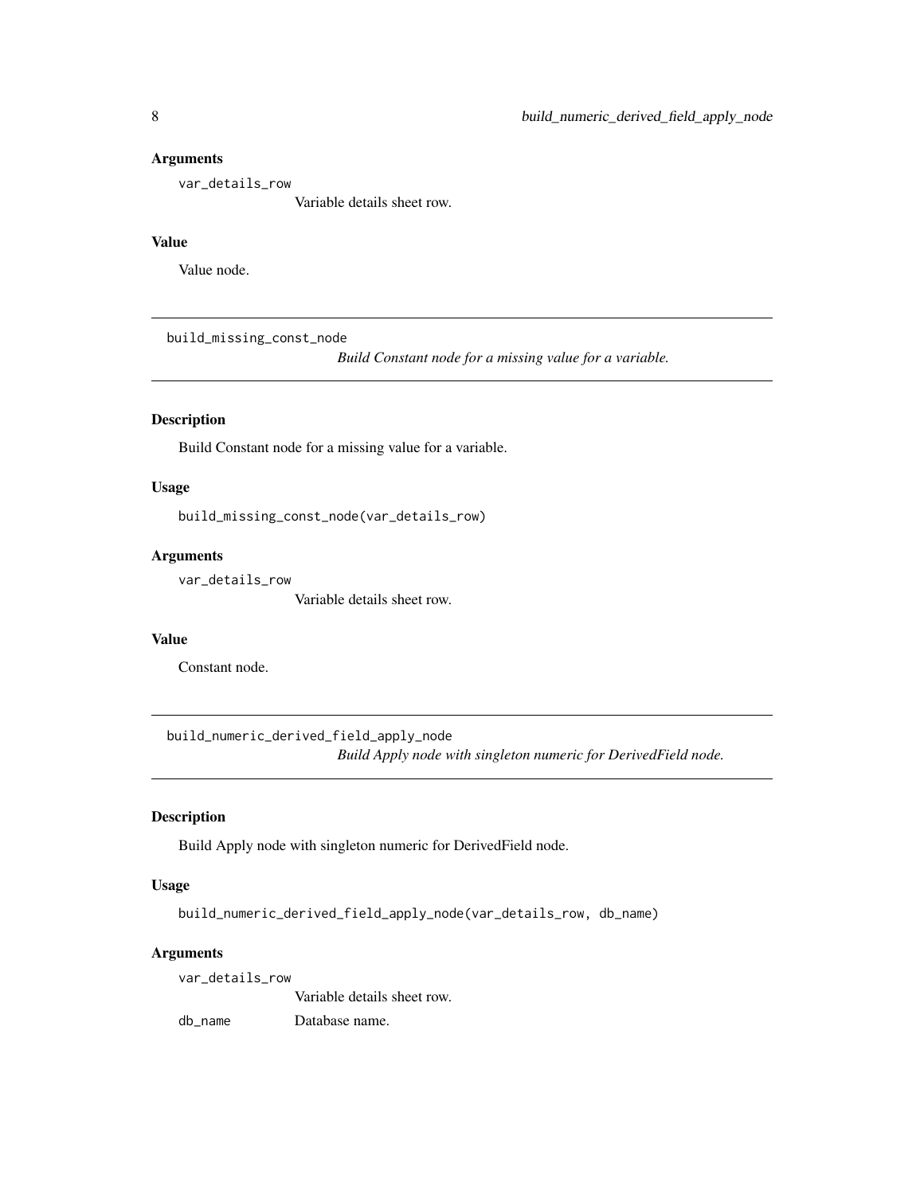### Arguments

`var_details_row`
: Variable details sheet row.

### Value

Value node.

---

## build_missing_const_node

*Build Constant node for a missing value for a variable.*

---

### Description

Build Constant node for a missing value for a variable.

### Usage

```
build_missing_const_node(var_details_row)
```

### Arguments

`var_details_row`
: Variable details sheet row.

### Value

Constant node.

---

## build_numeric_derived_field_apply_node

*Build Apply node with singleton numeric for DerivedField node.*

---

### Description

Build Apply node with singleton numeric for DerivedField node.

### Usage

```
build_numeric_derived_field_apply_node(var_details_row, db_name)
```

### Arguments

`var_details_row`
: Variable details sheet row.

`db_name`
: Database name.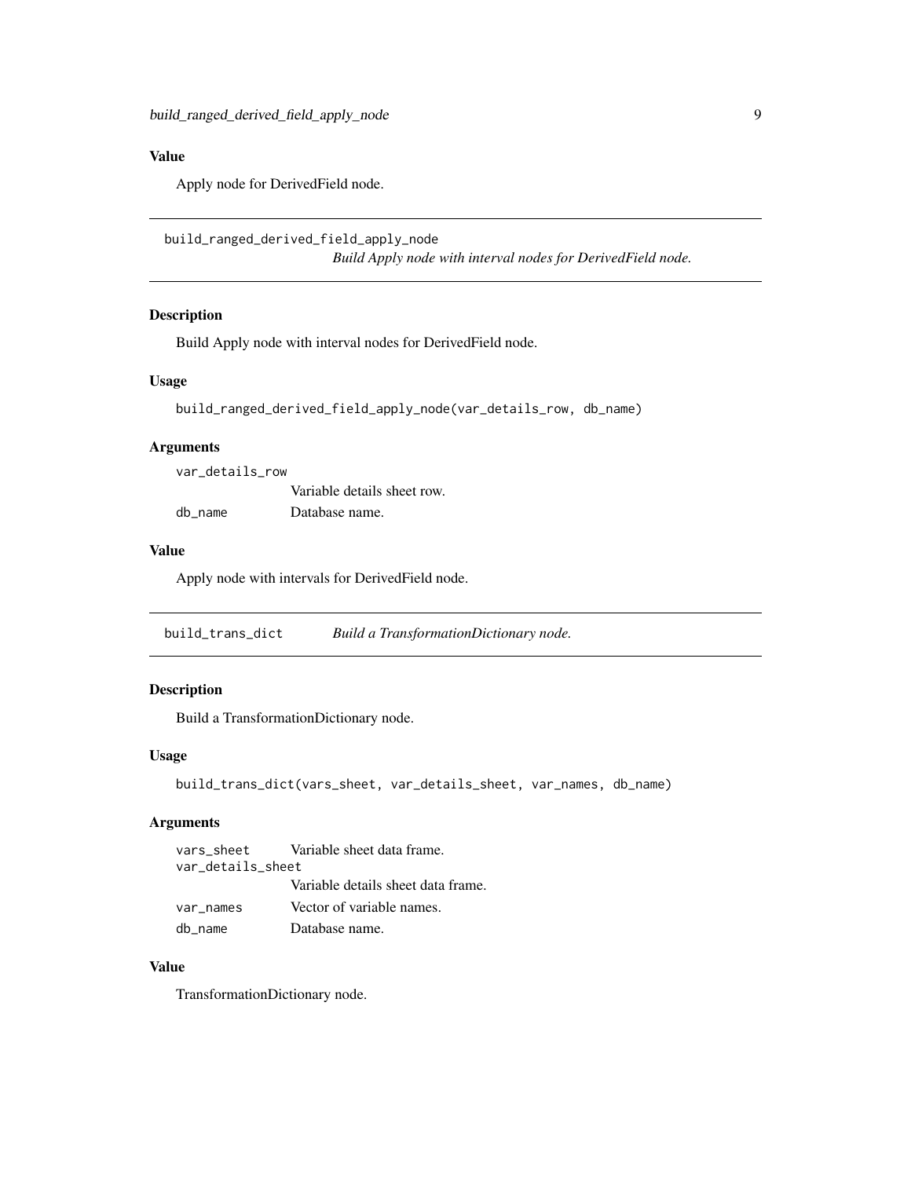## Value

Apply node for DerivedField node.

---

## build_ranged_derived_field_apply_node

*Build Apply node with interval nodes for DerivedField node.*

### Description

Build Apply node with interval nodes for DerivedField node.

### Usage

```
build_ranged_derived_field_apply_node(var_details_row, db_name)
```

### Arguments

| | |
|---|---|
| `var_details_row` | Variable details sheet row. |
| `db_name` | Database name. |

### Value

Apply node with intervals for DerivedField node.

---

## build_trans_dict

*Build a TransformationDictionary node.*

### Description

Build a TransformationDictionary node.

### Usage

```
build_trans_dict(vars_sheet, var_details_sheet, var_names, db_name)
```

### Arguments

| | |
|---|---|
| `vars_sheet` | Variable sheet data frame. |
| `var_details_sheet` | Variable details sheet data frame. |
| `var_names` | Vector of variable names. |
| `db_name` | Database name. |

### Value

TransformationDictionary node.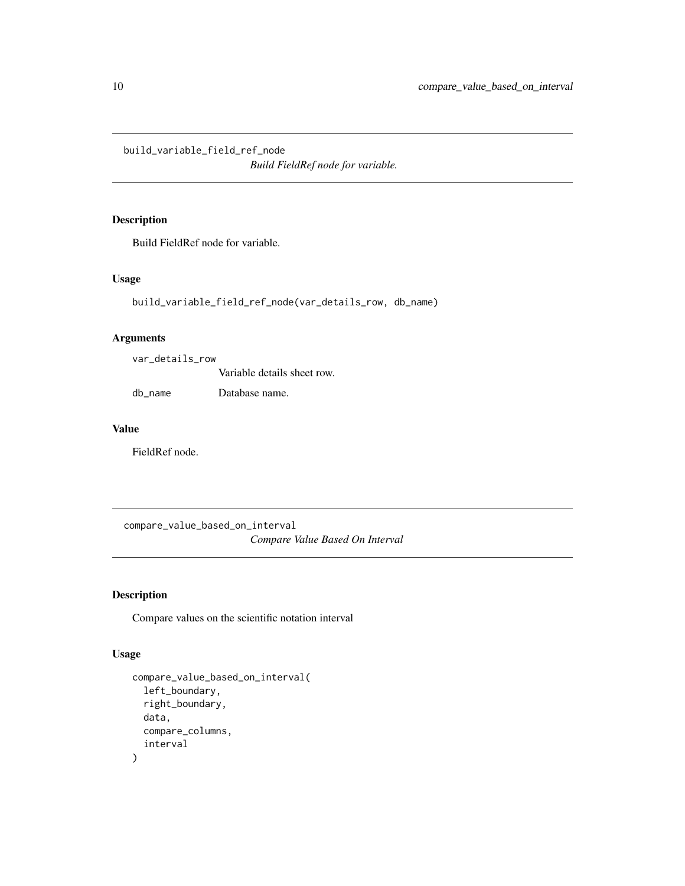## build_variable_field_ref_node

*Build FieldRef node for variable.*

### Description

Build FieldRef node for variable.

### Usage

```
build_variable_field_ref_node(var_details_row, db_name)
```

### Arguments

| | |
|---|---|
| var_details_row | Variable details sheet row. |
| db_name | Database name. |

### Value

FieldRef node.

## compare_value_based_on_interval

*Compare Value Based On Interval*

### Description

Compare values on the scientific notation interval

### Usage

```
compare_value_based_on_interval(
  left_boundary,
  right_boundary,
  data,
  compare_columns,
  interval
)
```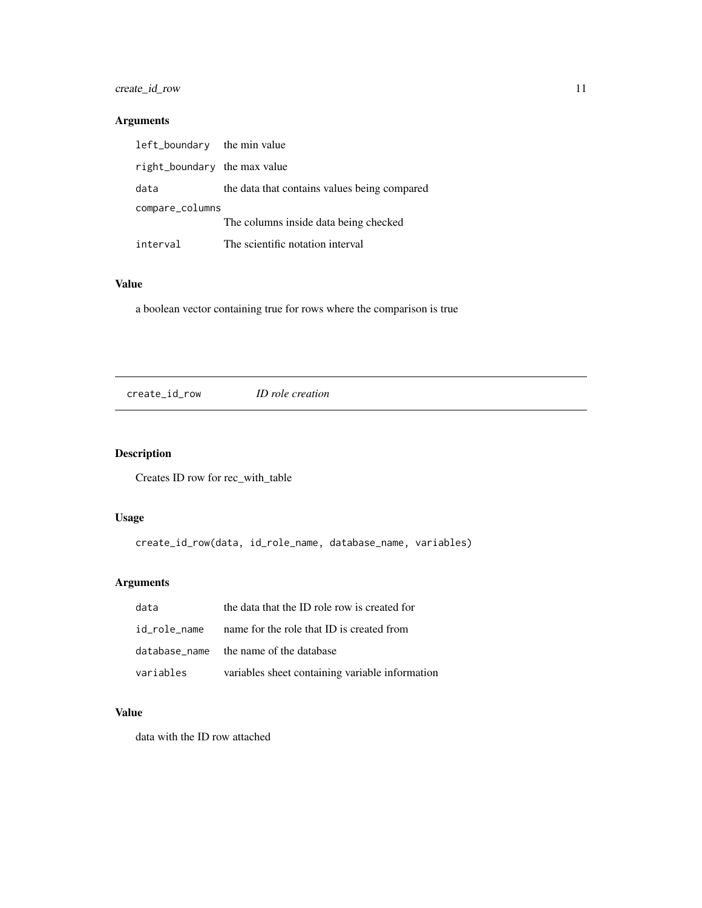### Arguments

| | |
|---|---|
| `left_boundary` | the min value |
| `right_boundary` | the max value |
| `data` | the data that contains values being compared |
| `compare_columns` | The columns inside data being checked |
| `interval` | The scientific notation interval |

### Value

a boolean vector containing true for rows where the comparison is true

---

## `create_id_row` *ID role creation*

---

### Description

Creates ID row for rec_with_table

### Usage

```
create_id_row(data, id_role_name, database_name, variables)
```

### Arguments

| | |
|---|---|
| `data` | the data that the ID role row is created for |
| `id_role_name` | name for the role that ID is created from |
| `database_name` | the name of the database |
| `variables` | variables sheet containing variable information |

### Value

data with the ID row attached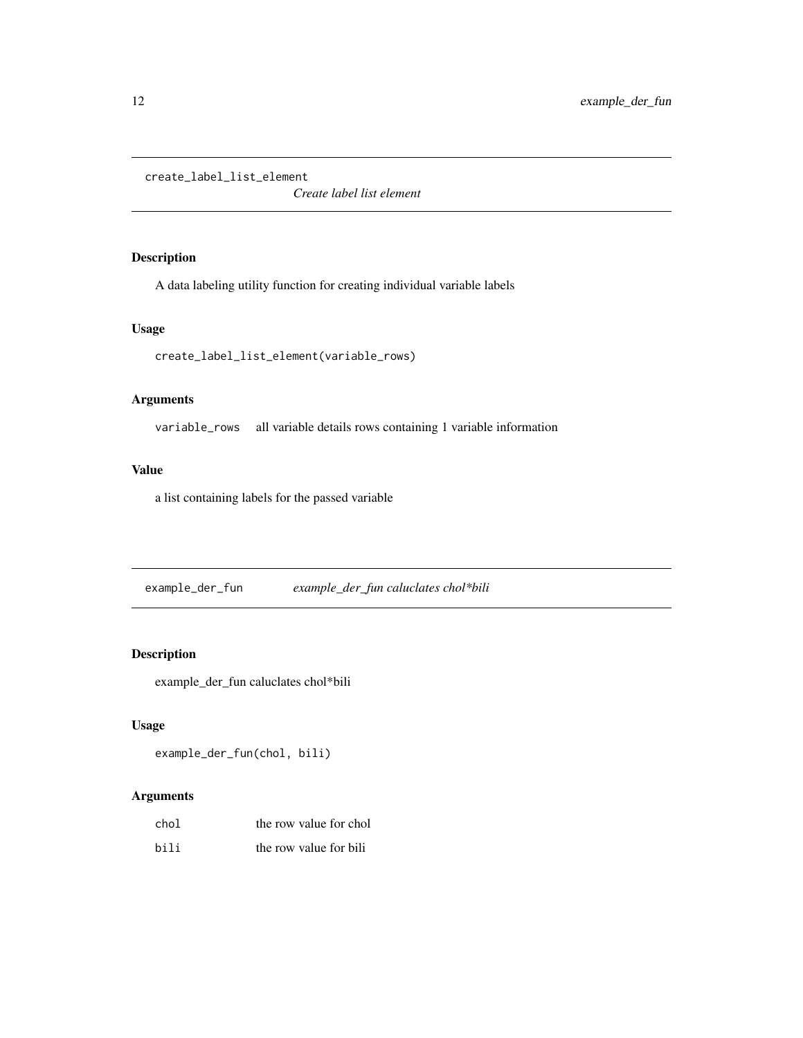## create_label_list_element

*Create label list element*

### Description

A data labeling utility function for creating individual variable labels

### Usage

```
create_label_list_element(variable_rows)
```

### Arguments

| | |
|---|---|
| `variable_rows` | all variable details rows containing 1 variable information |

### Value

a list containing labels for the passed variable

## example_der_fun

*example_der_fun caluclates chol*bili*

### Description

example_der_fun caluclates chol*bili

### Usage

```
example_der_fun(chol, bili)
```

### Arguments

| | |
|---|---|
| `chol` | the row value for chol |
| `bili` | the row value for bili |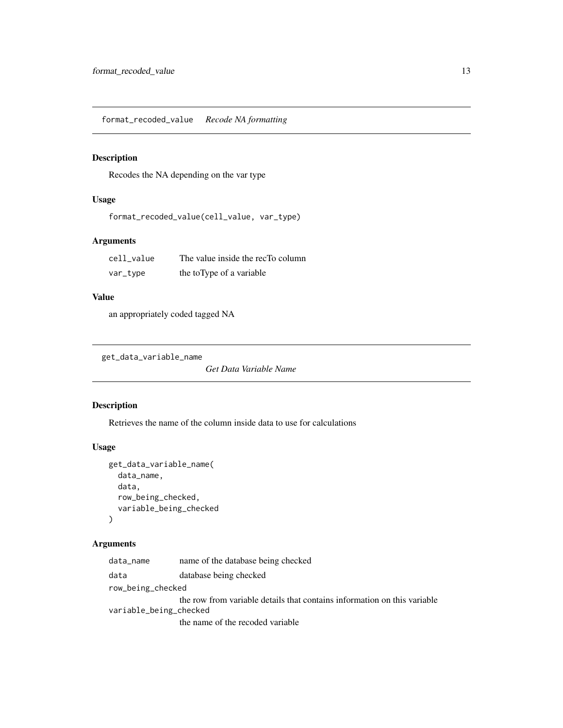## format_recoded_value *Recode NA formatting*

### Description

Recodes the NA depending on the var type

### Usage

```
format_recoded_value(cell_value, var_type)
```

### Arguments

| | |
|---|---|
| `cell_value` | The value inside the recTo column |
| `var_type` | the toType of a variable |

### Value

an appropriately coded tagged NA

## get_data_variable_name *Get Data Variable Name*

### Description

Retrieves the name of the column inside data to use for calculations

### Usage

```
get_data_variable_name(
  data_name,
  data,
  row_being_checked,
  variable_being_checked
)
```

### Arguments

| | |
|---|---|
| `data_name` | name of the database being checked |
| `data` | database being checked |
| `row_being_checked` | the row from variable details that contains information on this variable |
| `variable_being_checked` | the name of the recoded variable |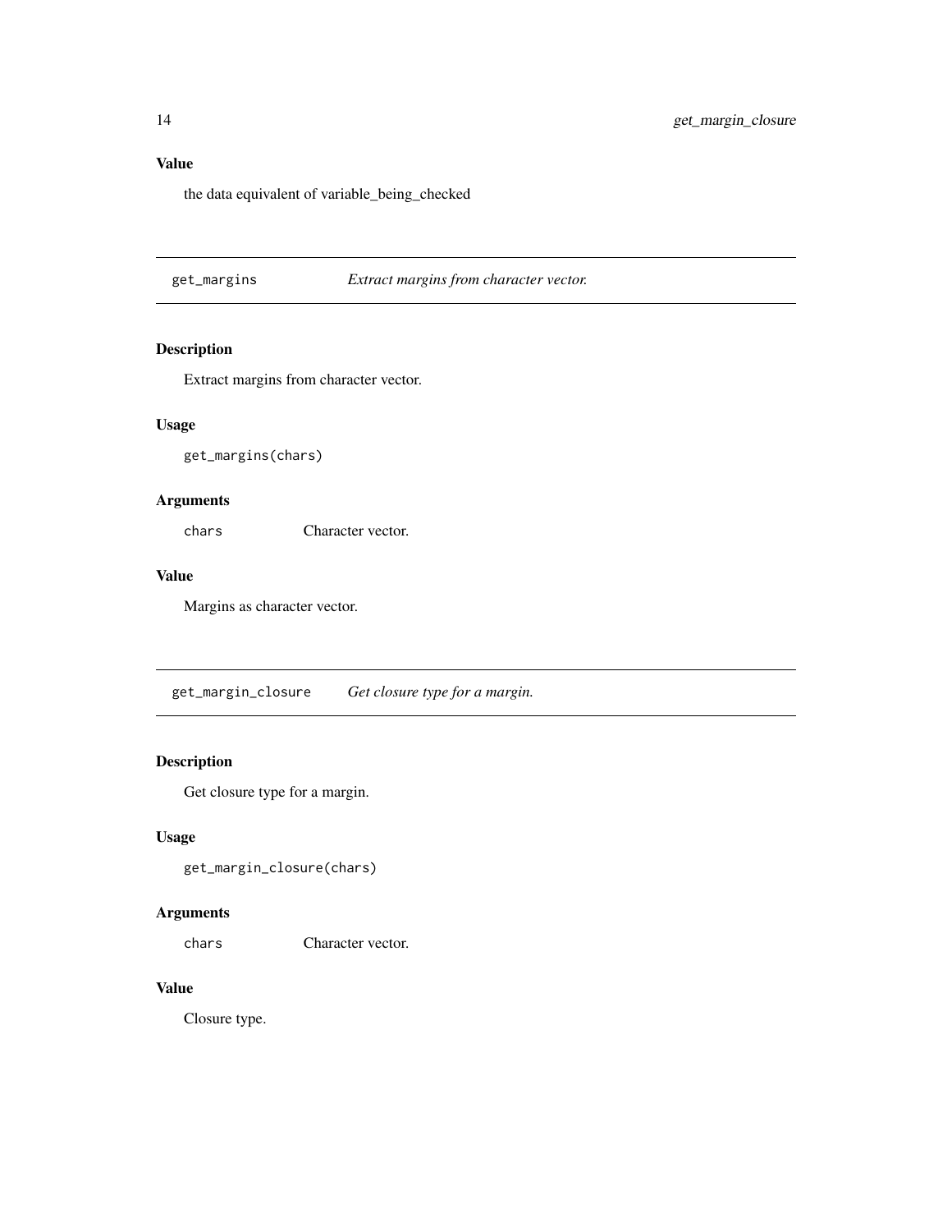### Value

the data equivalent of variable_being_checked

## get_margins    *Extract margins from character vector.*

### Description

Extract margins from character vector.

### Usage

```
get_margins(chars)
```

### Arguments

| | |
|---|---|
| chars | Character vector. |

### Value

Margins as character vector.

## get_margin_closure    *Get closure type for a margin.*

### Description

Get closure type for a margin.

### Usage

```
get_margin_closure(chars)
```

### Arguments

| | |
|---|---|
| chars | Character vector. |

### Value

Closure type.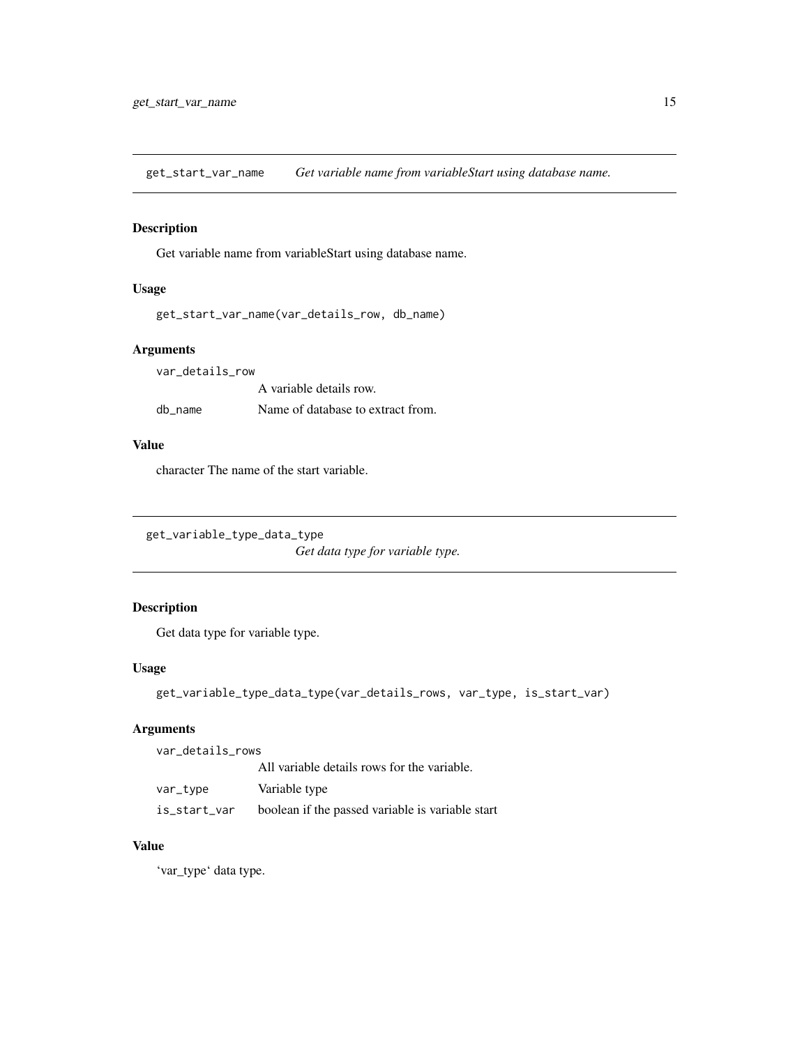## get_start_var_name *Get variable name from variableStart using database name.*

### Description

Get variable name from variableStart using database name.

### Usage

```
get_start_var_name(var_details_row, db_name)
```

### Arguments

| | |
|---|---|
| var_details_row | A variable details row. |
| db_name | Name of database to extract from. |

### Value

character The name of the start variable.

## get_variable_type_data_type *Get data type for variable type.*

### Description

Get data type for variable type.

### Usage

```
get_variable_type_data_type(var_details_rows, var_type, is_start_var)
```

### Arguments

| | |
|---|---|
| var_details_rows | All variable details rows for the variable. |
| var_type | Variable type |
| is_start_var | boolean if the passed variable is variable start |

### Value

'var_type' data type.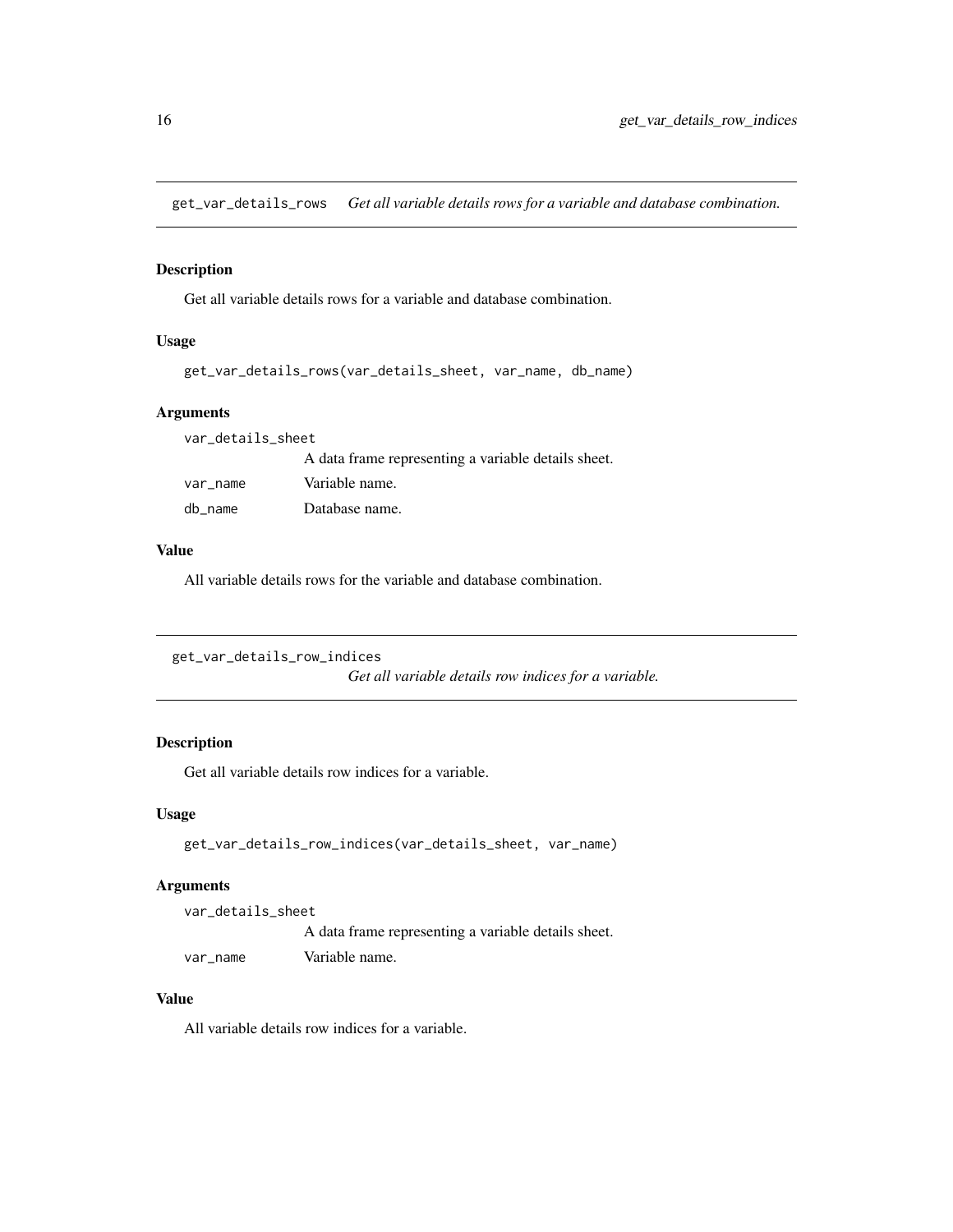## get_var_details_rows *Get all variable details rows for a variable and database combination.*

### Description

Get all variable details rows for a variable and database combination.

### Usage

```
get_var_details_rows(var_details_sheet, var_name, db_name)
```

### Arguments

| | |
|---|---|
| `var_details_sheet` | A data frame representing a variable details sheet. |
| `var_name` | Variable name. |
| `db_name` | Database name. |

### Value

All variable details rows for the variable and database combination.

## get_var_details_row_indices *Get all variable details row indices for a variable.*

### Description

Get all variable details row indices for a variable.

### Usage

```
get_var_details_row_indices(var_details_sheet, var_name)
```

### Arguments

| | |
|---|---|
| `var_details_sheet` | A data frame representing a variable details sheet. |
| `var_name` | Variable name. |

### Value

All variable details row indices for a variable.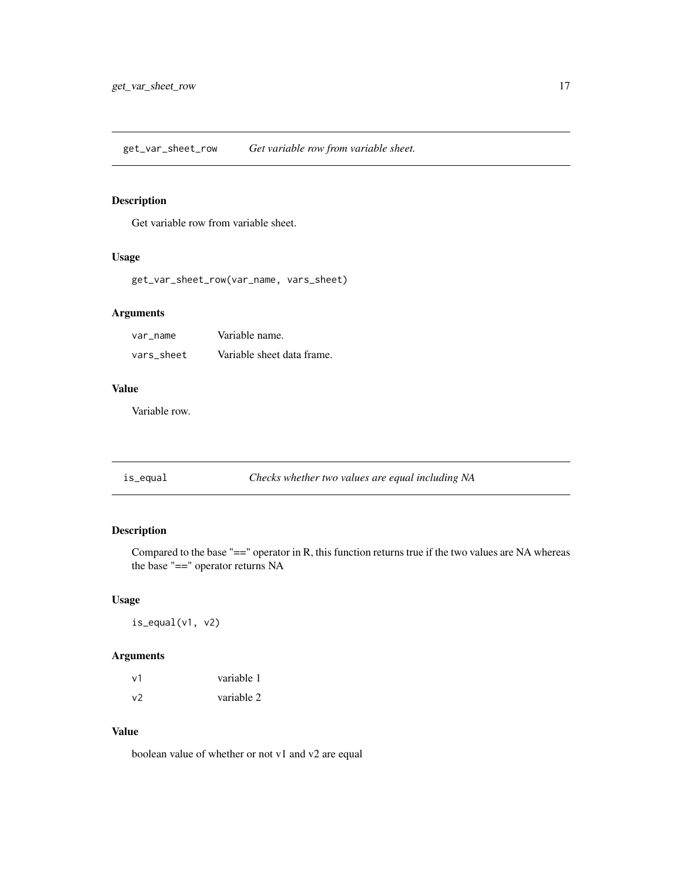## get_var_sheet_row *Get variable row from variable sheet.*

### Description

Get variable row from variable sheet.

### Usage

```
get_var_sheet_row(var_name, vars_sheet)
```

### Arguments

| | |
|---|---|
| var_name | Variable name. |
| vars_sheet | Variable sheet data frame. |

### Value

Variable row.

## is_equal *Checks whether two values are equal including NA*

### Description

Compared to the base "==" operator in R, this function returns true if the two values are NA whereas the base "==" operator returns NA

### Usage

```
is_equal(v1, v2)
```

### Arguments

| | |
|---|---|
| v1 | variable 1 |
| v2 | variable 2 |

### Value

boolean value of whether or not v1 and v2 are equal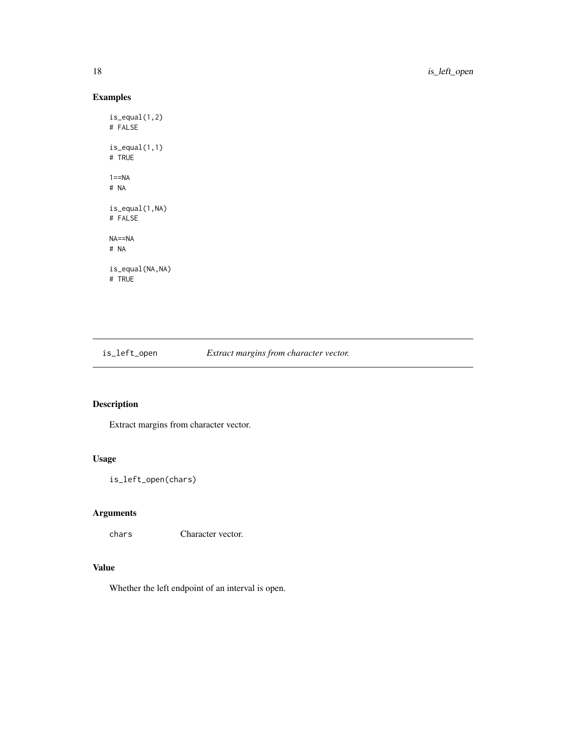## Examples

```
is_equal(1,2)
# FALSE

is_equal(1,1)
# TRUE

1==NA
# NA

is_equal(1,NA)
# FALSE

NA==NA
# NA

is_equal(NA,NA)
# TRUE
```

---

# is_left_open — *Extract margins from character vector.*

---

## Description

Extract margins from character vector.

## Usage

```
is_left_open(chars)
```

## Arguments

| | |
|---|---|
| chars | Character vector. |

## Value

Whether the left endpoint of an interval is open.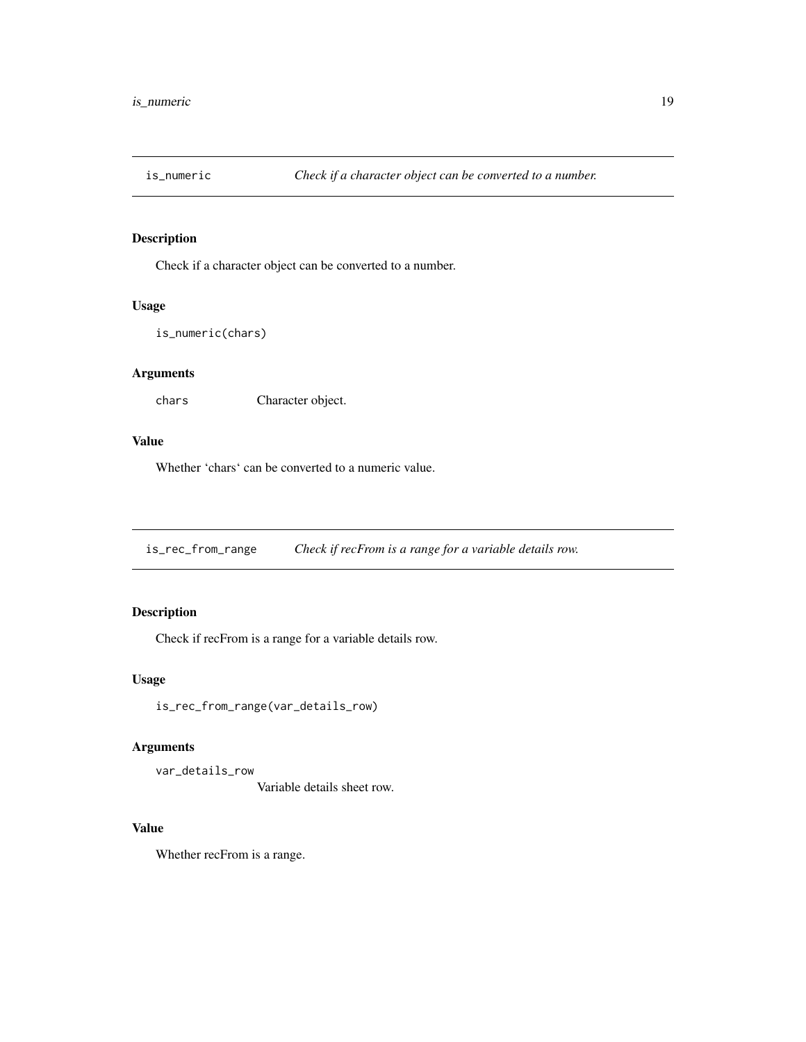## is_numeric — *Check if a character object can be converted to a number.*

### Description

Check if a character object can be converted to a number.

### Usage

```
is_numeric(chars)
```

### Arguments

`chars` Character object.

### Value

Whether 'chars' can be converted to a numeric value.

## is_rec_from_range — *Check if recFrom is a range for a variable details row.*

### Description

Check if recFrom is a range for a variable details row.

### Usage

```
is_rec_from_range(var_details_row)
```

### Arguments

`var_details_row` Variable details sheet row.

### Value

Whether recFrom is a range.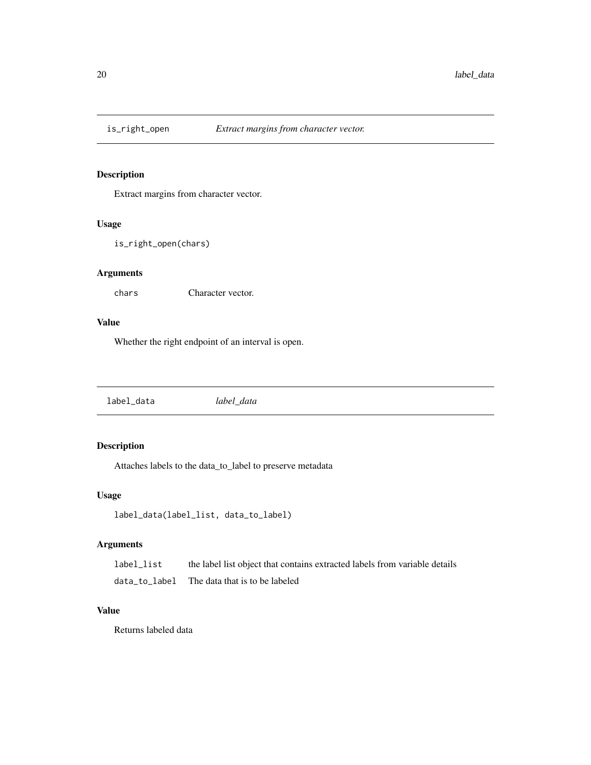## is_right_open *Extract margins from character vector.*

### Description

Extract margins from character vector.

### Usage

```
is_right_open(chars)
```

### Arguments

| | |
|---|---|
| chars | Character vector. |

### Value

Whether the right endpoint of an interval is open.

## label_data *label_data*

### Description

Attaches labels to the data_to_label to preserve metadata

### Usage

```
label_data(label_list, data_to_label)
```

### Arguments

| | |
|---|---|
| label_list | the label list object that contains extracted labels from variable details |
| data_to_label | The data that is to be labeled |

### Value

Returns labeled data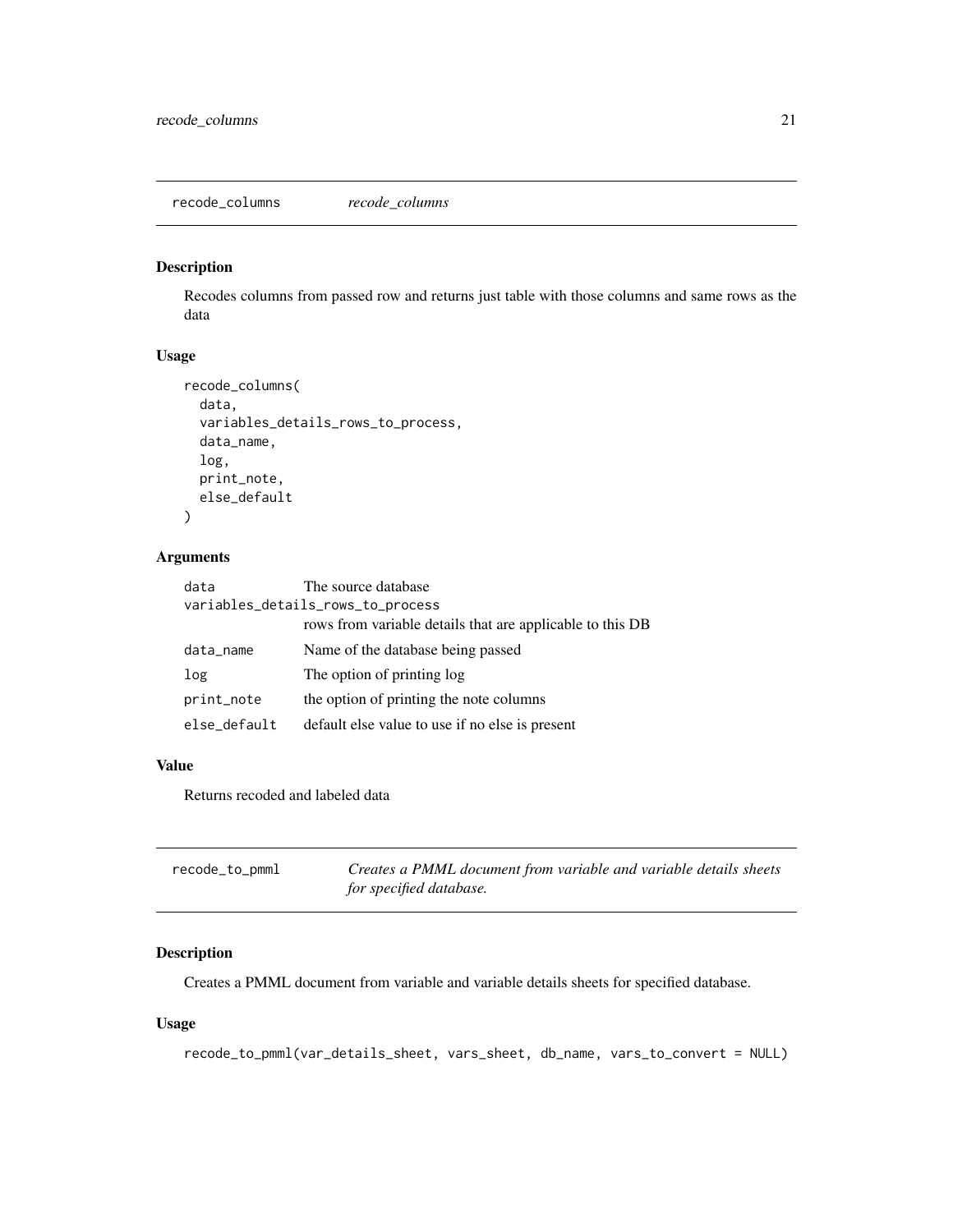## recode_columns *recode_columns*

### Description

Recodes columns from passed row and returns just table with those columns and same rows as the data

### Usage

```
recode_columns(
  data,
  variables_details_rows_to_process,
  data_name,
  log,
  print_note,
  else_default
)
```

### Arguments

| | |
|---|---|
| data | The source database |
| variables_details_rows_to_process | rows from variable details that are applicable to this DB |
| data_name | Name of the database being passed |
| log | The option of printing log |
| print_note | the option of printing the note columns |
| else_default | default else value to use if no else is present |

### Value

Returns recoded and labeled data

## recode_to_pmml *Creates a PMML document from variable and variable details sheets for specified database.*

### Description

Creates a PMML document from variable and variable details sheets for specified database.

### Usage

```
recode_to_pmml(var_details_sheet, vars_sheet, db_name, vars_to_convert = NULL)
```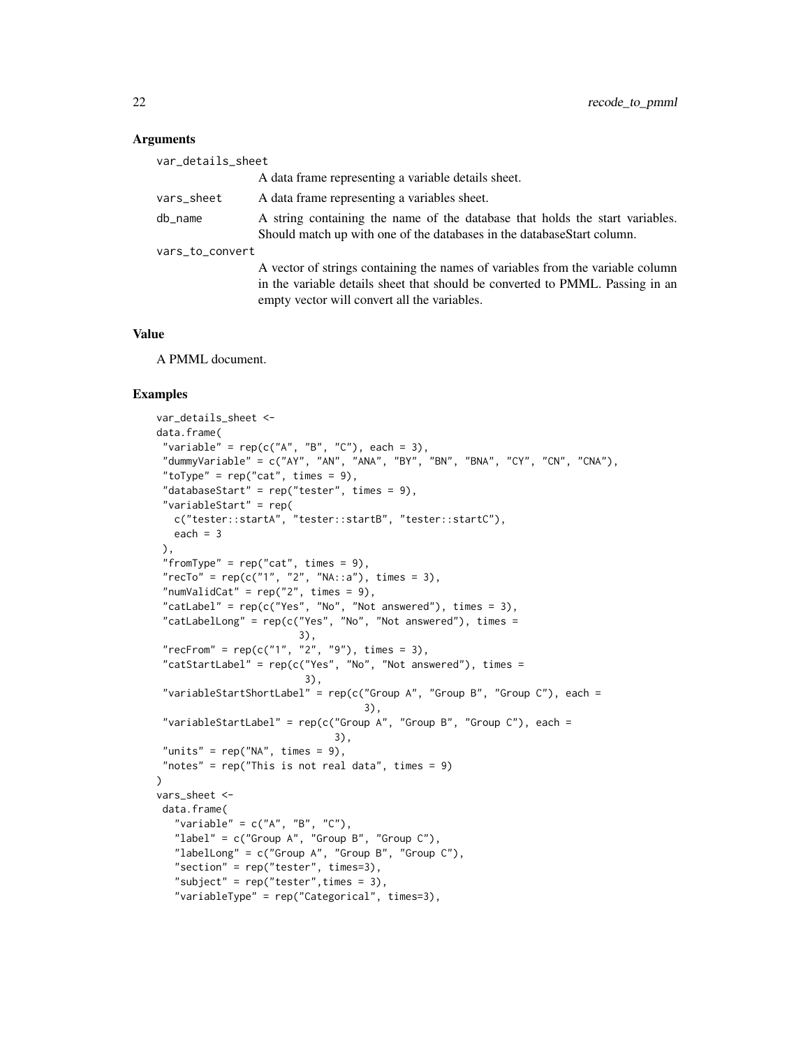### Arguments

**var_details_sheet**
A data frame representing a variable details sheet.

**vars_sheet**
A data frame representing a variables sheet.

**db_name**
A string containing the name of the database that holds the start variables. Should match up with one of the databases in the databaseStart column.

**vars_to_convert**
A vector of strings containing the names of variables from the variable column in the variable details sheet that should be converted to PMML. Passing in an empty vector will convert all the variables.

### Value

A PMML document.

### Examples

```
var_details_sheet <-
data.frame(
 "variable" = rep(c("A", "B", "C"), each = 3),
 "dummyVariable" = c("AY", "AN", "ANA", "BY", "BN", "BNA", "CY", "CN", "CNA"),
 "toType" = rep("cat", times = 9),
 "databaseStart" = rep("tester", times = 9),
 "variableStart" = rep(
   c("tester::startA", "tester::startB", "tester::startC"),
   each = 3
 ),
 "fromType" = rep("cat", times = 9),
 "recTo" = rep(c("1", "2", "NA::a"), times = 3),
 "numValidCat" = rep("2", times = 9),
 "catLabel" = rep(c("Yes", "No", "Not answered"), times = 3),
 "catLabelLong" = rep(c("Yes", "No", "Not answered"), times =
                       3),
 "recFrom" = rep(c("1", "2", "9"), times = 3),
 "catStartLabel" = rep(c("Yes", "No", "Not answered"), times =
                        3),
 "variableStartShortLabel" = rep(c("Group A", "Group B", "Group C"), each =
                                  3),
 "variableStartLabel" = rep(c("Group A", "Group B", "Group C"), each =
                             3),
 "units" = rep("NA", times = 9),
 "notes" = rep("This is not real data", times = 9)
)
vars_sheet <-
 data.frame(
   "variable" = c("A", "B", "C"),
   "label" = c("Group A", "Group B", "Group C"),
   "labelLong" = c("Group A", "Group B", "Group C"),
   "section" = rep("tester", times=3),
   "subject" = rep("tester",times = 3),
   "variableType" = rep("Categorical", times=3),
```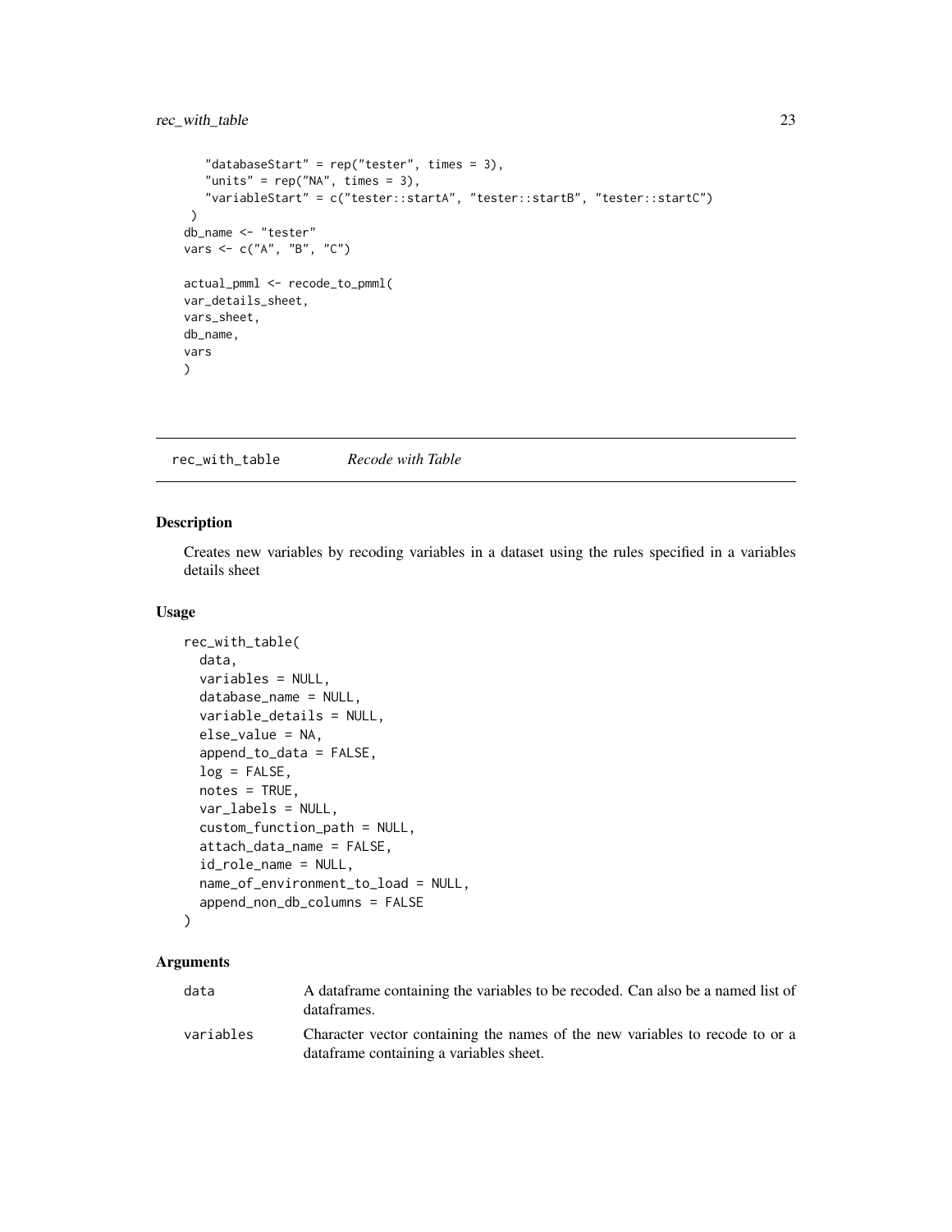```
    "databaseStart" = rep("tester", times = 3),
    "units" = rep("NA", times = 3),
    "variableStart" = c("tester::startA", "tester::startB", "tester::startC")
 )
db_name <- "tester"
vars <- c("A", "B", "C")

actual_pmml <- recode_to_pmml(
var_details_sheet,
vars_sheet,
db_name,
vars
)
```

## rec_with_table — *Recode with Table*

### Description

Creates new variables by recoding variables in a dataset using the rules specified in a variables details sheet

### Usage

```
rec_with_table(
  data,
  variables = NULL,
  database_name = NULL,
  variable_details = NULL,
  else_value = NA,
  append_to_data = FALSE,
  log = FALSE,
  notes = TRUE,
  var_labels = NULL,
  custom_function_path = NULL,
  attach_data_name = FALSE,
  id_role_name = NULL,
  name_of_environment_to_load = NULL,
  append_non_db_columns = FALSE
)
```

### Arguments

| | |
|---|---|
| data | A dataframe containing the variables to be recoded. Can also be a named list of dataframes. |
| variables | Character vector containing the names of the new variables to recode to or a dataframe containing a variables sheet. |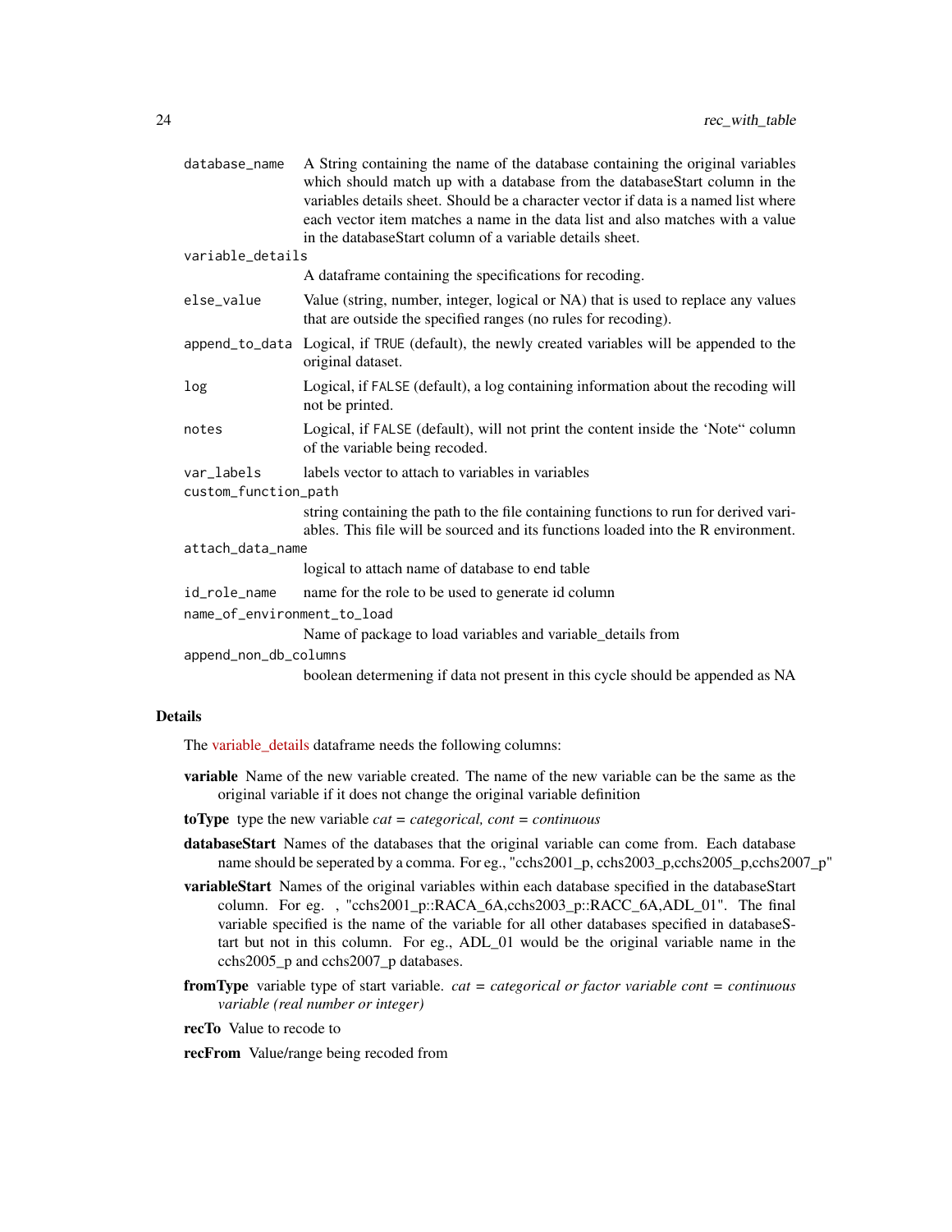| | |
|---|---|
| `database_name` | A String containing the name of the database containing the original variables which should match up with a database from the databaseStart column in the variables details sheet. Should be a character vector if data is a named list where each vector item matches a name in the data list and also matches with a value in the databaseStart column of a variable details sheet. |
| `variable_details` | A dataframe containing the specifications for recoding. |
| `else_value` | Value (string, number, integer, logical or NA) that is used to replace any values that are outside the specified ranges (no rules for recoding). |
| `append_to_data` | Logical, if `TRUE` (default), the newly created variables will be appended to the original dataset. |
| `log` | Logical, if `FALSE` (default), a log containing information about the recoding will not be printed. |
| `notes` | Logical, if `FALSE` (default), will not print the content inside the 'Note" column of the variable being recoded. |
| `var_labels` | labels vector to attach to variables in variables |
| `custom_function_path` | string containing the path to the file containing functions to run for derived variables. This file will be sourced and its functions loaded into the R environment. |
| `attach_data_name` | logical to attach name of database to end table |
| `id_role_name` | name for the role to be used to generate id column |
| `name_of_environment_to_load` | Name of package to load variables and variable_details from |
| `append_non_db_columns` | boolean determening if data not present in this cycle should be appended as NA |

## Details

The variable_details dataframe needs the following columns:

**variable** Name of the new variable created. The name of the new variable can be the same as the original variable if it does not change the original variable definition

**toType** type the new variable *cat = categorical, cont = continuous*

**databaseStart** Names of the databases that the original variable can come from. Each database name should be seperated by a comma. For eg., "cchs2001_p, cchs2003_p,cchs2005_p,cchs2007_p"

**variableStart** Names of the original variables within each database specified in the databaseStart column. For eg. , "cchs2001_p::RACA_6A,cchs2003_p::RACC_6A,ADL_01". The final variable specified is the name of the variable for all other databases specified in databaseStart but not in this column. For eg., ADL_01 would be the original variable name in the cchs2005_p and cchs2007_p databases.

**fromType** variable type of start variable. *cat = categorical or factor variable cont = continuous variable (real number or integer)*

**recTo** Value to recode to

**recFrom** Value/range being recoded from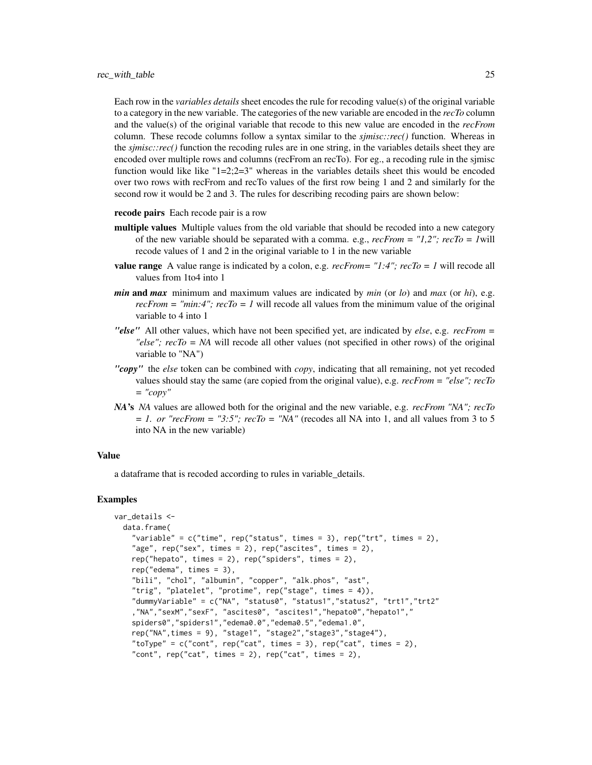Each row in the *variables details* sheet encodes the rule for recoding value(s) of the original variable to a category in the new variable. The categories of the new variable are encoded in the *recTo* column and the value(s) of the original variable that recode to this new value are encoded in the *recFrom* column. These recode columns follow a syntax similar to the *sjmisc::rec()* function. Whereas in the *sjmisc::rec()* function the recoding rules are in one string, in the variables details sheet they are encoded over multiple rows and columns (recFrom an recTo). For eg., a recoding rule in the sjmisc function would like like "1=2;2=3" whereas in the variables details sheet this would be encoded over two rows with recFrom and recTo values of the first row being 1 and 2 and similarly for the second row it would be 2 and 3. The rules for describing recoding pairs are shown below:

**recode pairs** Each recode pair is a row

**multiple values** Multiple values from the old variable that should be recoded into a new category of the new variable should be separated with a comma. e.g., *recFrom = "1,2"; recTo = 1*will recode values of 1 and 2 in the original variable to 1 in the new variable

**value range** A value range is indicated by a colon, e.g. *recFrom= "1:4"; recTo = 1* will recode all values from 1to4 into 1

***min* and *max*** minimum and maximum values are indicated by *min* (or *lo*) and *max* (or *hi*), e.g. *recFrom = "min:4"; recTo = 1* will recode all values from the minimum value of the original variable to 4 into 1

***"else"*** All other values, which have not been specified yet, are indicated by *else*, e.g. *recFrom = "else"; recTo = NA* will recode all other values (not specified in other rows) of the original variable to "NA")

***"copy"*** the *else* token can be combined with *copy*, indicating that all remaining, not yet recoded values should stay the same (are copied from the original value), e.g. *recFrom = "else"; recTo = "copy"*

***NA*'s** *NA* values are allowed both for the original and the new variable, e.g. *recFrom "NA"; recTo = 1. or "recFrom = "3:5"; recTo = "NA"* (recodes all NA into 1, and all values from 3 to 5 into NA in the new variable)

### Value

a dataframe that is recoded according to rules in variable_details.

### Examples

```
var_details <-
  data.frame(
    "variable" = c("time", rep("status", times = 3), rep("trt", times = 2),
    "age", rep("sex", times = 2), rep("ascites", times = 2),
    rep("hepato", times = 2), rep("spiders", times = 2),
    rep("edema", times = 3),
    "bili", "chol", "albumin", "copper", "alk.phos", "ast",
    "trig", "platelet", "protime", rep("stage", times = 4)),
    "dummyVariable" = c("NA", "status0", "status1","status2", "trt1","trt2"
    ,"NA","sexM","sexF", "ascites0", "ascites1","hepato0","hepato1","
    spiders0","spiders1","edema0.0","edema0.5","edema1.0",
    rep("NA",times = 9), "stage1", "stage2","stage3","stage4"),
    "toType" = c("cont", rep("cat", times = 3), rep("cat", times = 2),
    "cont", rep("cat", times = 2), rep("cat", times = 2),
```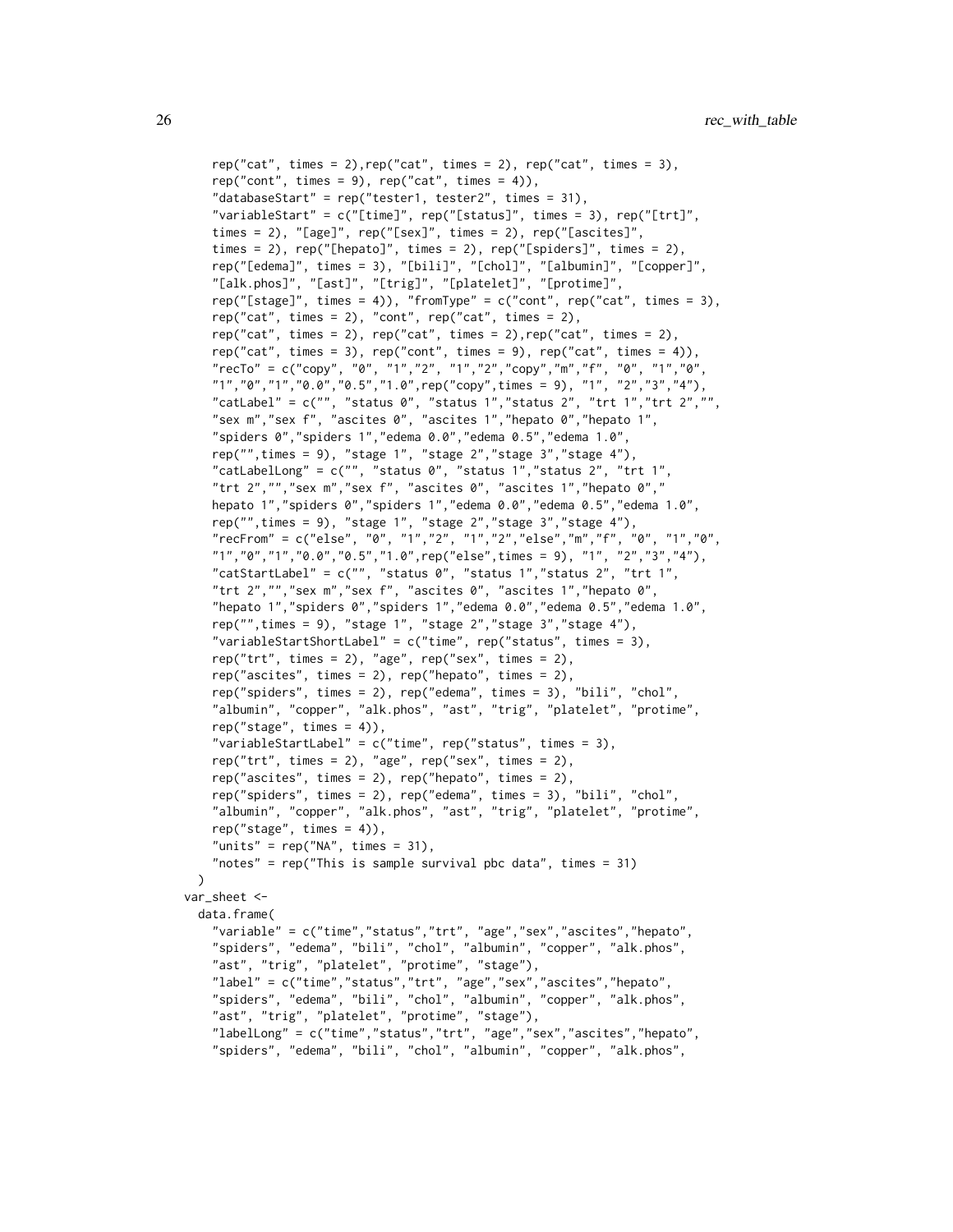```
    rep("cat", times = 2),rep("cat", times = 2), rep("cat", times = 3),
    rep("cont", times = 9), rep("cat", times = 4)),
    "databaseStart" = rep("tester1, tester2", times = 31),
    "variableStart" = c("[time]", rep("[status]", times = 3), rep("[trt]",
    times = 2), "[age]", rep("[sex]", times = 2), rep("[ascites]",
    times = 2), rep("[hepato]", times = 2), rep("[spiders]", times = 2),
    rep("[edema]", times = 3), "[bili]", "[chol]", "[albumin]", "[copper]",
    "[alk.phos]", "[ast]", "[trig]", "[platelet]", "[protime]",
    rep("[stage]", times = 4)), "fromType" = c("cont", rep("cat", times = 3),
    rep("cat", times = 2), "cont", rep("cat", times = 2),
    rep("cat", times = 2), rep("cat", times = 2),rep("cat", times = 2),
    rep("cat", times = 3), rep("cont", times = 9), rep("cat", times = 4)),
    "recTo" = c("copy", "0", "1","2", "1","2","copy","m","f", "0", "1","0",
    "1","0","1","0.0","0.5","1.0",rep("copy",times = 9), "1", "2","3","4"),
    "catLabel" = c("", "status 0", "status 1","status 2", "trt 1","trt 2","",
    "sex m","sex f", "ascites 0", "ascites 1","hepato 0","hepato 1",
    "spiders 0","spiders 1","edema 0.0","edema 0.5","edema 1.0",
    rep("",times = 9), "stage 1", "stage 2","stage 3","stage 4"),
    "catLabelLong" = c("", "status 0", "status 1","status 2", "trt 1",
    "trt 2","","sex m","sex f", "ascites 0", "ascites 1","hepato 0","
    hepato 1","spiders 0","spiders 1","edema 0.0","edema 0.5","edema 1.0",
    rep("",times = 9), "stage 1", "stage 2","stage 3","stage 4"),
    "recFrom" = c("else", "0", "1","2", "1","2","else","m","f", "0", "1","0",
    "1","0","1","0.0","0.5","1.0",rep("else",times = 9), "1", "2","3","4"),
    "catStartLabel" = c("", "status 0", "status 1","status 2", "trt 1",
    "trt 2","","sex m","sex f", "ascites 0", "ascites 1","hepato 0",
    "hepato 1","spiders 0","spiders 1","edema 0.0","edema 0.5","edema 1.0",
    rep("",times = 9), "stage 1", "stage 2","stage 3","stage 4"),
    "variableStartShortLabel" = c("time", rep("status", times = 3),
    rep("trt", times = 2), "age", rep("sex", times = 2),
    rep("ascites", times = 2), rep("hepato", times = 2),
    rep("spiders", times = 2), rep("edema", times = 3), "bili", "chol",
    "albumin", "copper", "alk.phos", "ast", "trig", "platelet", "protime",
    rep("stage", times = 4)),
    "variableStartLabel" = c("time", rep("status", times = 3),
    rep("trt", times = 2), "age", rep("sex", times = 2),
    rep("ascites", times = 2), rep("hepato", times = 2),
    rep("spiders", times = 2), rep("edema", times = 3), "bili", "chol",
    "albumin", "copper", "alk.phos", "ast", "trig", "platelet", "protime",
    rep("stage", times = 4)),
    "units" = rep("NA", times = 31),
    "notes" = rep("This is sample survival pbc data", times = 31)
  )
var_sheet <-
  data.frame(
    "variable" = c("time","status","trt", "age","sex","ascites","hepato",
    "spiders", "edema", "bili", "chol", "albumin", "copper", "alk.phos",
    "ast", "trig", "platelet", "protime", "stage"),
    "label" = c("time","status","trt", "age","sex","ascites","hepato",
    "spiders", "edema", "bili", "chol", "albumin", "copper", "alk.phos",
    "ast", "trig", "platelet", "protime", "stage"),
    "labelLong" = c("time","status","trt", "age","sex","ascites","hepato",
    "spiders", "edema", "bili", "chol", "albumin", "copper", "alk.phos",
```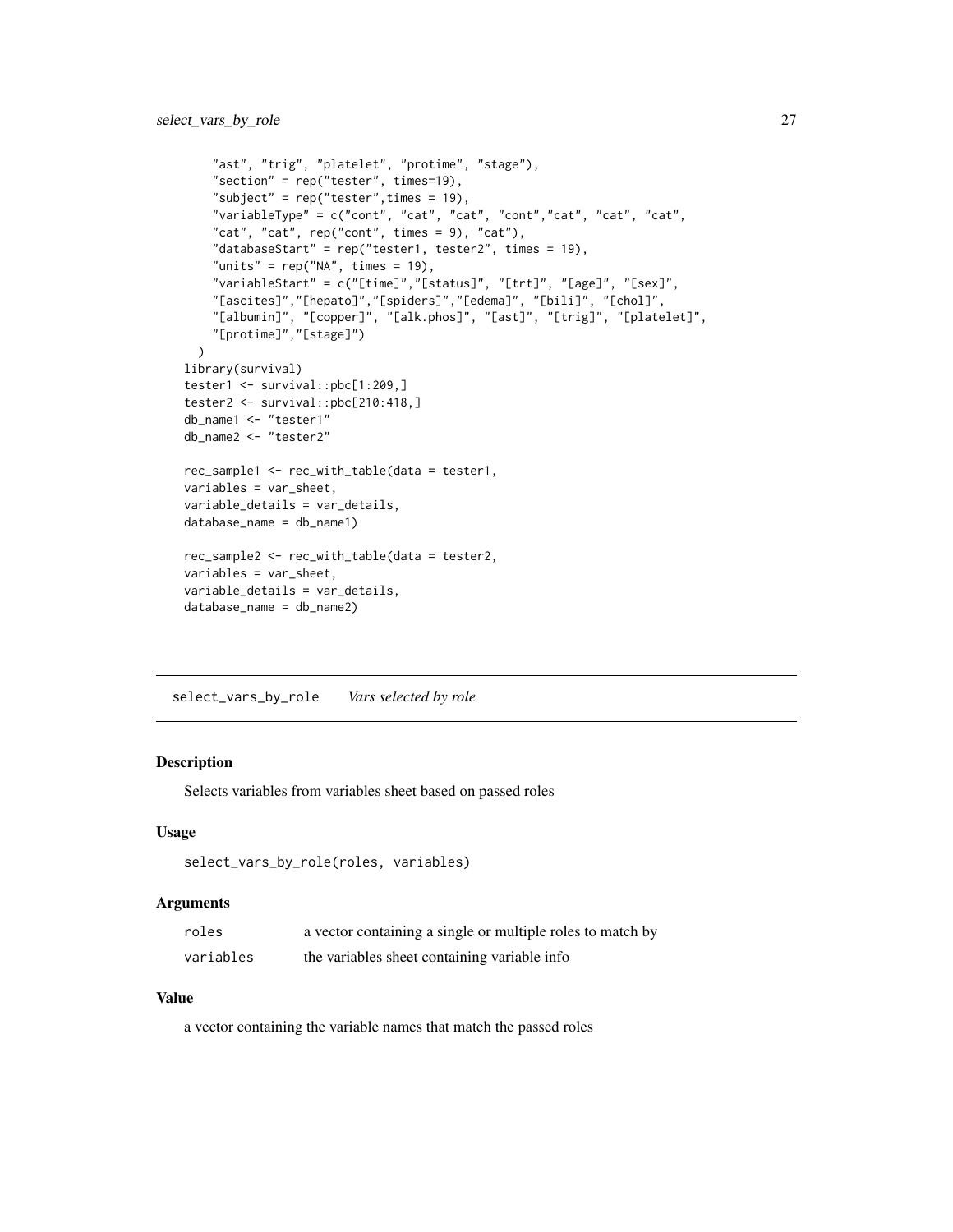```
    "ast", "trig", "platelet", "protime", "stage"),
    "section" = rep("tester", times=19),
    "subject" = rep("tester",times = 19),
    "variableType" = c("cont", "cat", "cat", "cont","cat", "cat", "cat",
    "cat", "cat", rep("cont", times = 9), "cat"),
    "databaseStart" = rep("tester1, tester2", times = 19),
    "units" = rep("NA", times = 19),
    "variableStart" = c("[time]","[status]", "[trt]", "[age]", "[sex]",
    "[ascites]","[hepato]","[spiders]","[edema]", "[bili]", "[chol]",
    "[albumin]", "[copper]", "[alk.phos]", "[ast]", "[trig]", "[platelet]",
    "[protime]","[stage]")
  )
library(survival)
tester1 <- survival::pbc[1:209,]
tester2 <- survival::pbc[210:418,]
db_name1 <- "tester1"
db_name2 <- "tester2"

rec_sample1 <- rec_with_table(data = tester1,
variables = var_sheet,
variable_details = var_details,
database_name = db_name1)

rec_sample2 <- rec_with_table(data = tester2,
variables = var_sheet,
variable_details = var_details,
database_name = db_name2)
```

## select_vars_by_role    *Vars selected by role*

### Description

Selects variables from variables sheet based on passed roles

### Usage

```
select_vars_by_role(roles, variables)
```

### Arguments

| | |
|---|---|
| roles | a vector containing a single or multiple roles to match by |
| variables | the variables sheet containing variable info |

### Value

a vector containing the variable names that match the passed roles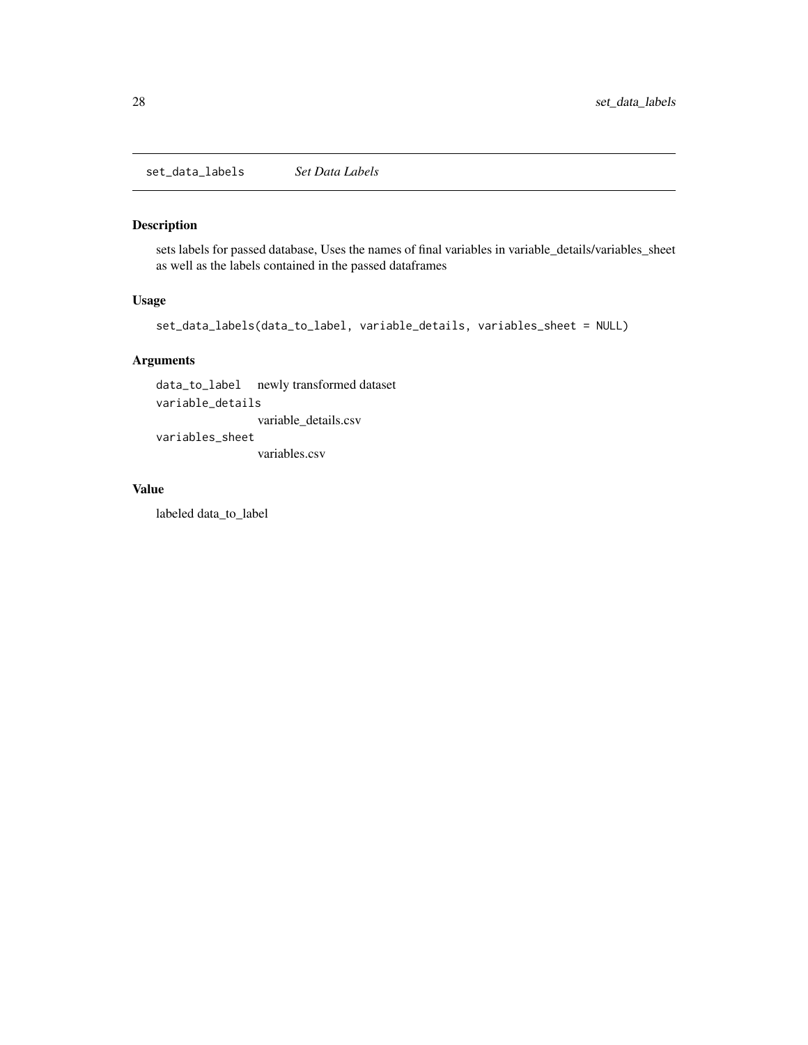## set_data_labels *Set Data Labels*

### Description

sets labels for passed database, Uses the names of final variables in variable_details/variables_sheet as well as the labels contained in the passed dataframes

### Usage

```
set_data_labels(data_to_label, variable_details, variables_sheet = NULL)
```

### Arguments

| Argument | Description |
| --- | --- |
| `data_to_label` | newly transformed dataset |
| `variable_details` | variable_details.csv |
| `variables_sheet` | variables.csv |

### Value

labeled data_to_label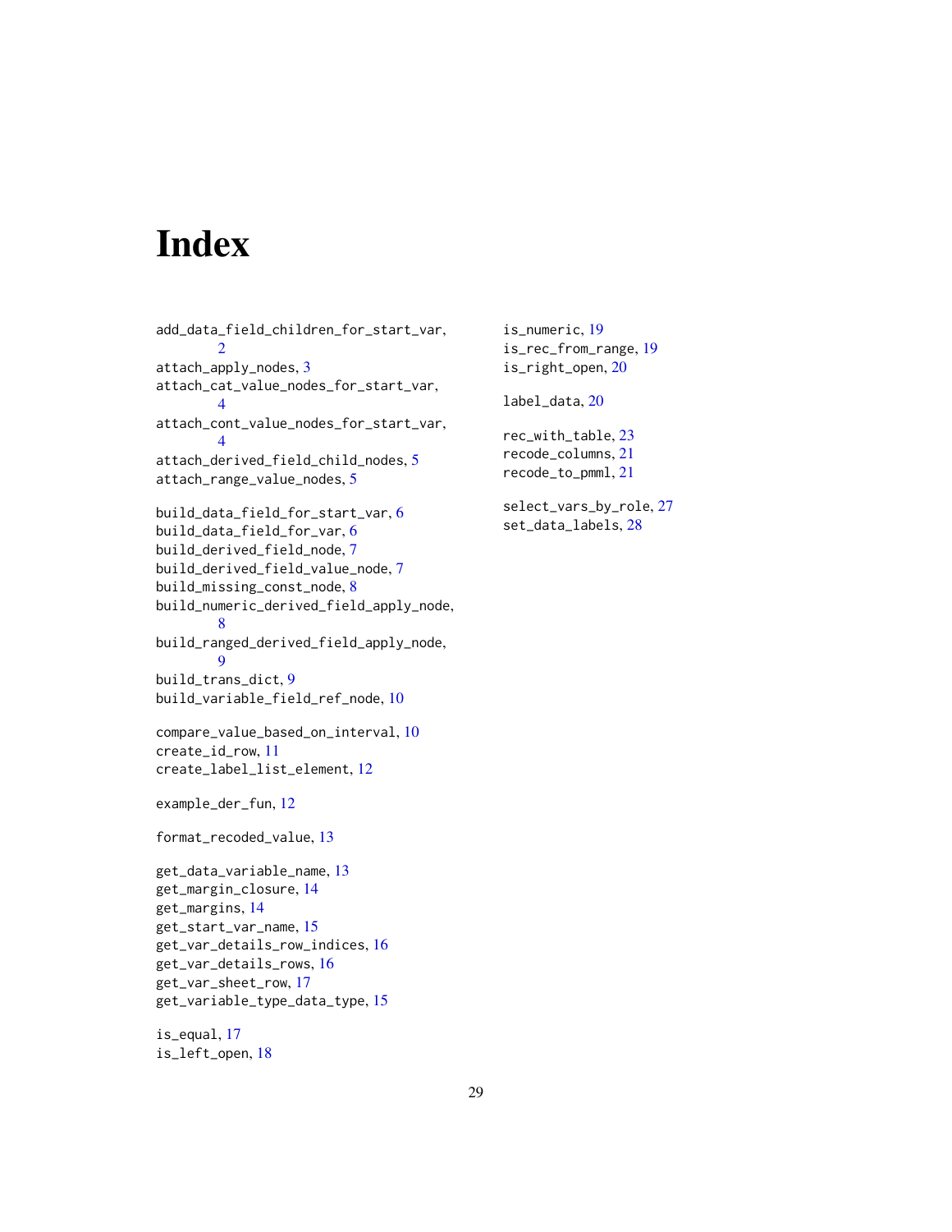# Index

add_data_field_children_for_start_var, 2
attach_apply_nodes, 3
attach_cat_value_nodes_for_start_var, 4
attach_cont_value_nodes_for_start_var, 4
attach_derived_field_child_nodes, 5
attach_range_value_nodes, 5

build_data_field_for_start_var, 6
build_data_field_for_var, 6
build_derived_field_node, 7
build_derived_field_value_node, 7
build_missing_const_node, 8
build_numeric_derived_field_apply_node, 8
build_ranged_derived_field_apply_node, 9
build_trans_dict, 9
build_variable_field_ref_node, 10

compare_value_based_on_interval, 10
create_id_row, 11
create_label_list_element, 12

example_der_fun, 12

format_recoded_value, 13

get_data_variable_name, 13
get_margin_closure, 14
get_margins, 14
get_start_var_name, 15
get_var_details_row_indices, 16
get_var_details_rows, 16
get_var_sheet_row, 17
get_variable_type_data_type, 15

is_equal, 17
is_left_open, 18
is_numeric, 19
is_rec_from_range, 19
is_right_open, 20

label_data, 20

rec_with_table, 23
recode_columns, 21
recode_to_pmml, 21

select_vars_by_role, 27
set_data_labels, 28